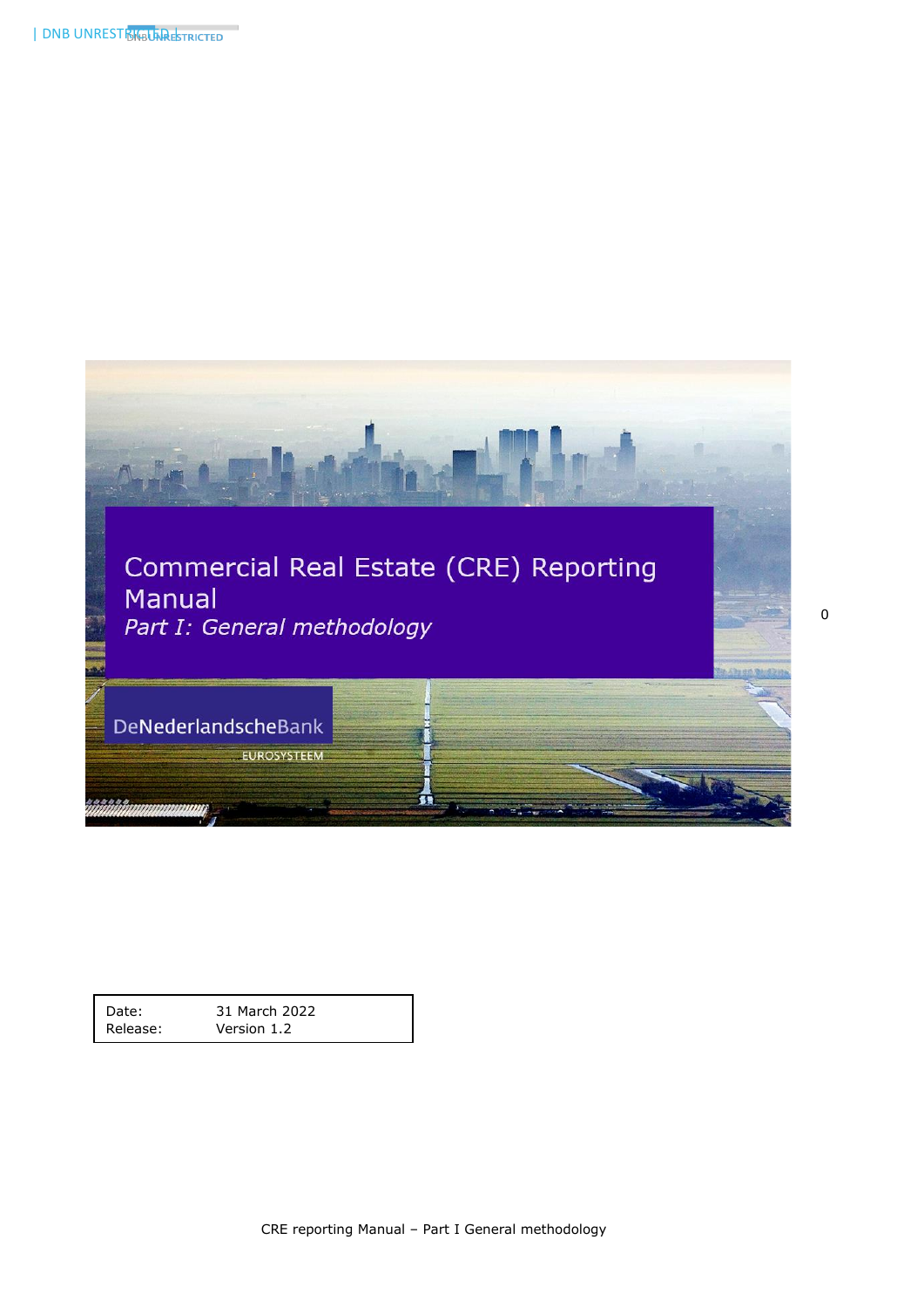# Commercial Real Estate (CRE) Reporting Manual

*Part I: General methodology*

DeNederlandscheBank

EUROSYSTEEM

| Date: | 31 March 2022 |
|---|---|
| Release: | Version 1.2 |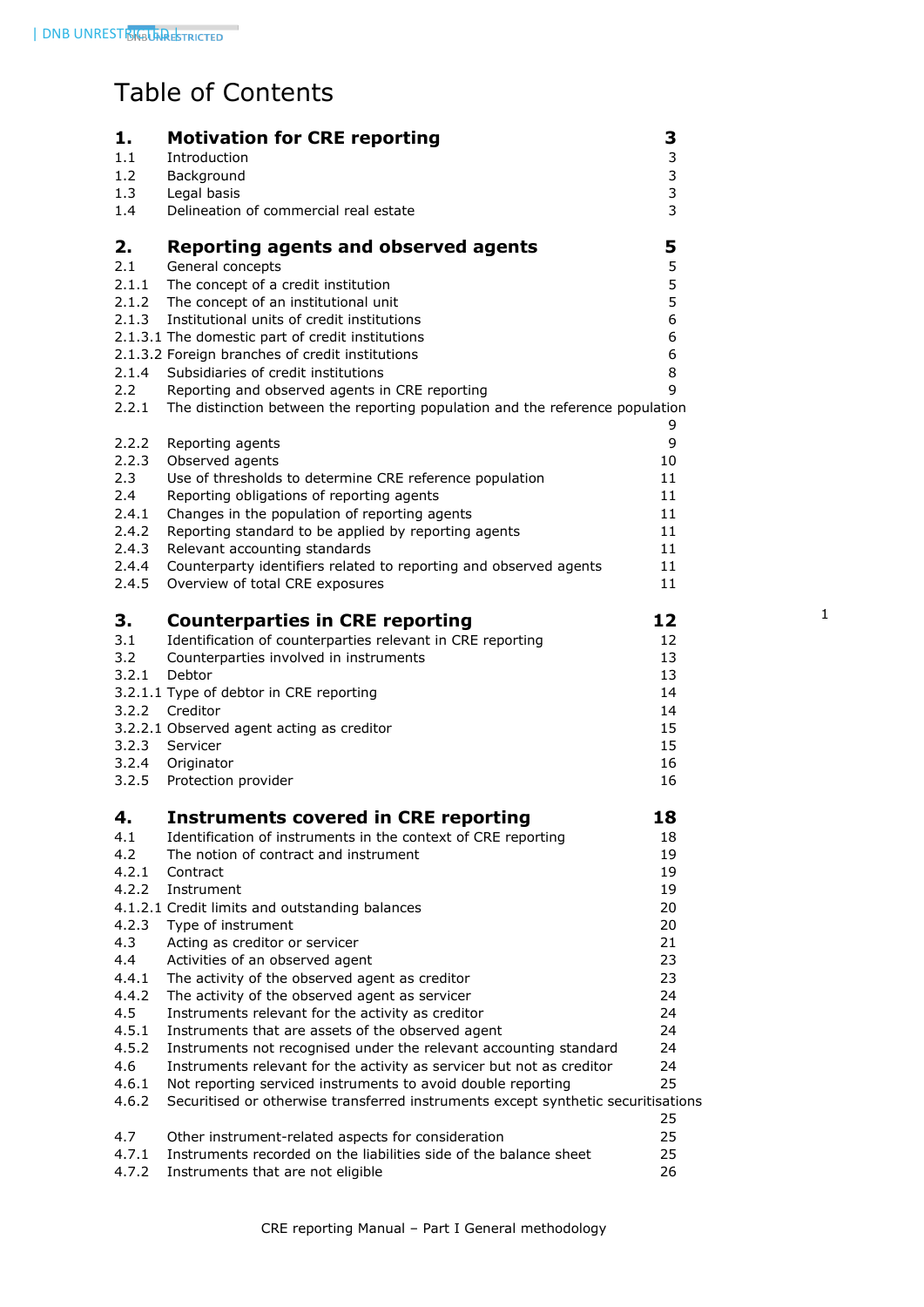# Table of Contents

| | | |
|---|---|---|
| **1.** | **Motivation for CRE reporting** | **3** |
| 1.1 | Introduction | 3 |
| 1.2 | Background | 3 |
| 1.3 | Legal basis | 3 |
| 1.4 | Delineation of commercial real estate | 3 |
| **2.** | **Reporting agents and observed agents** | **5** |
| 2.1 | General concepts | 5 |
| 2.1.1 | The concept of a credit institution | 5 |
| 2.1.2 | The concept of an institutional unit | 5 |
| 2.1.3 | Institutional units of credit institutions | 6 |
| 2.1.3.1 | The domestic part of credit institutions | 6 |
| 2.1.3.2 | Foreign branches of credit institutions | 6 |
| 2.1.4 | Subsidiaries of credit institutions | 8 |
| 2.2 | Reporting and observed agents in CRE reporting | 9 |
| 2.2.1 | The distinction between the reporting population and the reference population | 9 |
| 2.2.2 | Reporting agents | 9 |
| 2.2.3 | Observed agents | 10 |
| 2.3 | Use of thresholds to determine CRE reference population | 11 |
| 2.4 | Reporting obligations of reporting agents | 11 |
| 2.4.1 | Changes in the population of reporting agents | 11 |
| 2.4.2 | Reporting standard to be applied by reporting agents | 11 |
| 2.4.3 | Relevant accounting standards | 11 |
| 2.4.4 | Counterparty identifiers related to reporting and observed agents | 11 |
| 2.4.5 | Overview of total CRE exposures | 11 |
| **3.** | **Counterparties in CRE reporting** | **12** |
| 3.1 | Identification of counterparties relevant in CRE reporting | 12 |
| 3.2 | Counterparties involved in instruments | 13 |
| 3.2.1 | Debtor | 13 |
| 3.2.1.1 | Type of debtor in CRE reporting | 14 |
| 3.2.2 | Creditor | 14 |
| 3.2.2.1 | Observed agent acting as creditor | 15 |
| 3.2.3 | Servicer | 15 |
| 3.2.4 | Originator | 16 |
| 3.2.5 | Protection provider | 16 |
| **4.** | **Instruments covered in CRE reporting** | **18** |
| 4.1 | Identification of instruments in the context of CRE reporting | 18 |
| 4.2 | The notion of contract and instrument | 19 |
| 4.2.1 | Contract | 19 |
| 4.2.2 | Instrument | 19 |
| 4.1.2.1 | Credit limits and outstanding balances | 20 |
| 4.2.3 | Type of instrument | 20 |
| 4.3 | Acting as creditor or servicer | 21 |
| 4.4 | Activities of an observed agent | 23 |
| 4.4.1 | The activity of the observed agent as creditor | 23 |
| 4.4.2 | The activity of the observed agent as servicer | 24 |
| 4.5 | Instruments relevant for the activity as creditor | 24 |
| 4.5.1 | Instruments that are assets of the observed agent | 24 |
| 4.5.2 | Instruments not recognised under the relevant accounting standard | 24 |
| 4.6 | Instruments relevant for the activity as servicer but not as creditor | 24 |
| 4.6.1 | Not reporting serviced instruments to avoid double reporting | 25 |
| 4.6.2 | Securitised or otherwise transferred instruments except synthetic securitisations | 25 |
| 4.7 | Other instrument-related aspects for consideration | 25 |
| 4.7.1 | Instruments recorded on the liabilities side of the balance sheet | 25 |
| 4.7.2 | Instruments that are not eligible | 26 |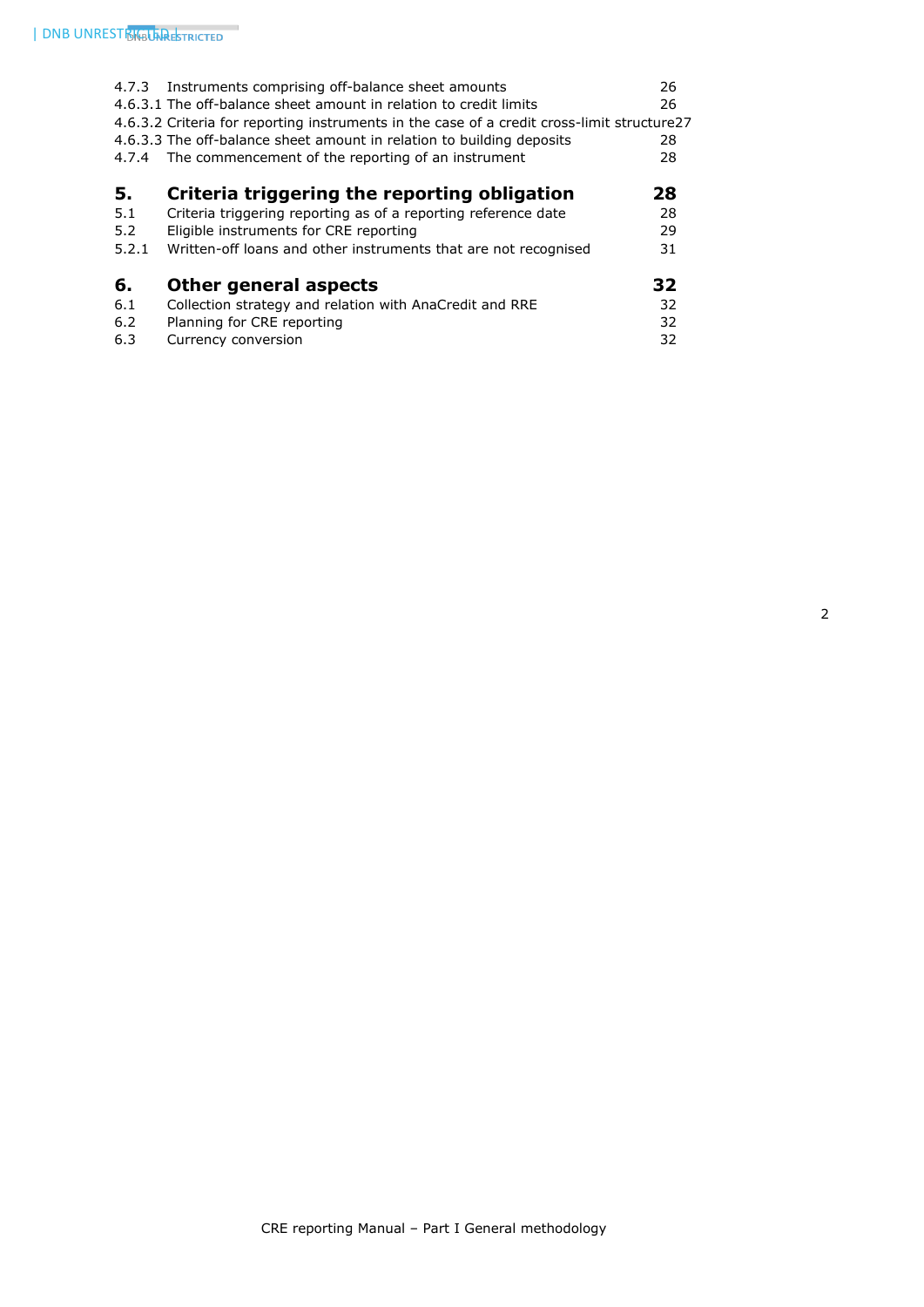4.7.3 Instruments comprising off-balance sheet amounts 26
4.6.3.1 The off-balance sheet amount in relation to credit limits 26
4.6.3.2 Criteria for reporting instruments in the case of a credit cross-limit structure 27
4.6.3.3 The off-balance sheet amount in relation to building deposits 28
4.7.4 The commencement of the reporting of an instrument 28

**5. Criteria triggering the reporting obligation 28**
5.1 Criteria triggering reporting as of a reporting reference date 28
5.2 Eligible instruments for CRE reporting 29
5.2.1 Written-off loans and other instruments that are not recognised 31

**6. Other general aspects 32**
6.1 Collection strategy and relation with AnaCredit and RRE 32
6.2 Planning for CRE reporting 32
6.3 Currency conversion 32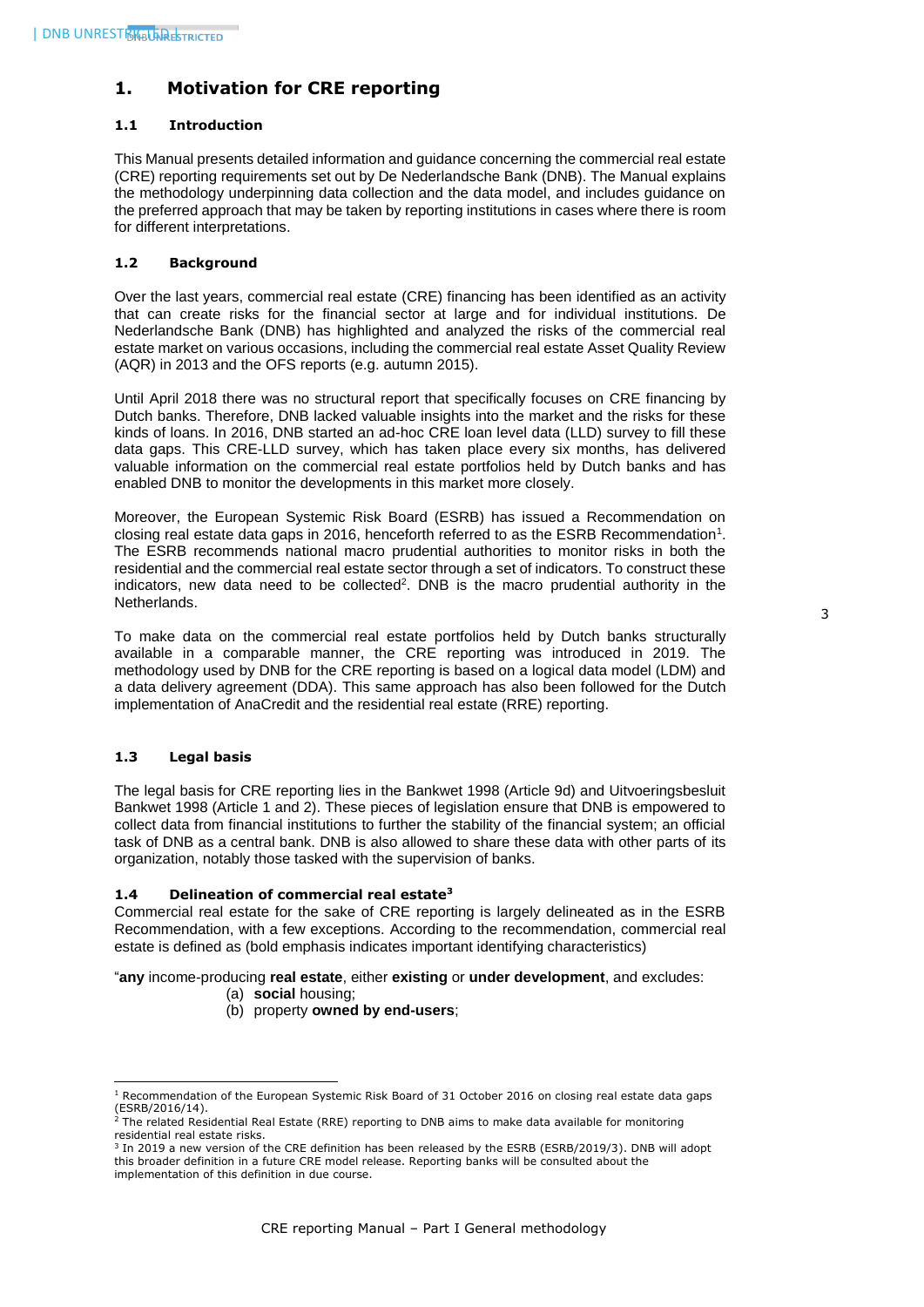# 1. Motivation for CRE reporting

## 1.1 Introduction

This Manual presents detailed information and guidance concerning the commercial real estate (CRE) reporting requirements set out by De Nederlandsche Bank (DNB). The Manual explains the methodology underpinning data collection and the data model, and includes guidance on the preferred approach that may be taken by reporting institutions in cases where there is room for different interpretations.

## 1.2 Background

Over the last years, commercial real estate (CRE) financing has been identified as an activity that can create risks for the financial sector at large and for individual institutions. De Nederlandsche Bank (DNB) has highlighted and analyzed the risks of the commercial real estate market on various occasions, including the commercial real estate Asset Quality Review (AQR) in 2013 and the OFS reports (e.g. autumn 2015).

Until April 2018 there was no structural report that specifically focuses on CRE financing by Dutch banks. Therefore, DNB lacked valuable insights into the market and the risks for these kinds of loans. In 2016, DNB started an ad-hoc CRE loan level data (LLD) survey to fill these data gaps. This CRE-LLD survey, which has taken place every six months, has delivered valuable information on the commercial real estate portfolios held by Dutch banks and has enabled DNB to monitor the developments in this market more closely.

Moreover, the European Systemic Risk Board (ESRB) has issued a Recommendation on closing real estate data gaps in 2016, henceforth referred to as the ESRB Recommendation[1]. The ESRB recommends national macro prudential authorities to monitor risks in both the residential and the commercial real estate sector through a set of indicators. To construct these indicators, new data need to be collected[2]. DNB is the macro prudential authority in the Netherlands.

To make data on the commercial real estate portfolios held by Dutch banks structurally available in a comparable manner, the CRE reporting was introduced in 2019. The methodology used by DNB for the CRE reporting is based on a logical data model (LDM) and a data delivery agreement (DDA). This same approach has also been followed for the Dutch implementation of AnaCredit and the residential real estate (RRE) reporting.

## 1.3 Legal basis

The legal basis for CRE reporting lies in the Bankwet 1998 (Article 9d) and Uitvoeringsbesluit Bankwet 1998 (Article 1 and 2). These pieces of legislation ensure that DNB is empowered to collect data from financial institutions to further the stability of the financial system; an official task of DNB as a central bank. DNB is also allowed to share these data with other parts of its organization, notably those tasked with the supervision of banks.

## 1.4 Delineation of commercial real estate[3]

Commercial real estate for the sake of CRE reporting is largely delineated as in the ESRB Recommendation, with a few exceptions. According to the recommendation, commercial real estate is defined as (bold emphasis indicates important identifying characteristics)

"**any** income-producing **real estate**, either **existing** or **under development**, and excludes:

(a) **social** housing;
(b) property **owned by end-users**;

---

[1] Recommendation of the European Systemic Risk Board of 31 October 2016 on closing real estate data gaps (ESRB/2016/14).

[2] The related Residential Real Estate (RRE) reporting to DNB aims to make data available for monitoring residential real estate risks.

[3] In 2019 a new version of the CRE definition has been released by the ESRB (ESRB/2019/3). DNB will adopt this broader definition in a future CRE model release. Reporting banks will be consulted about the implementation of this definition in due course.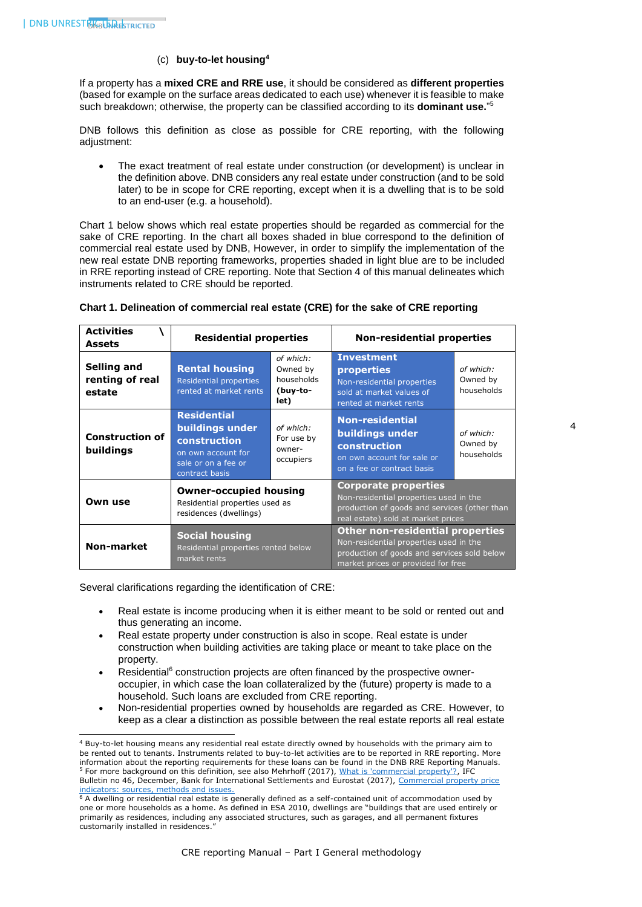(c) **buy-to-let housing**[4]

If a property has a **mixed CRE and RRE use**, it should be considered as **different properties** (based for example on the surface areas dedicated to each use) whenever it is feasible to make such breakdown; otherwise, the property can be classified according to its **dominant use.**"[5]

DNB follows this definition as close as possible for CRE reporting, with the following adjustment:

- The exact treatment of real estate under construction (or development) is unclear in the definition above. DNB considers any real estate under construction (and to be sold later) to be in scope for CRE reporting, except when it is a dwelling that is to be sold to an end-user (e.g. a household).

Chart 1 below shows which real estate properties should be regarded as commercial for the sake of CRE reporting. In the chart all boxes shaded in blue correspond to the definition of commercial real estate used by DNB, However, in order to simplify the implementation of the new real estate DNB reporting frameworks, properties shaded in light blue are to be included in RRE reporting instead of CRE reporting. Note that Section 4 of this manual delineates which instruments related to CRE should be reported.

**Chart 1. Delineation of commercial real estate (CRE) for the sake of CRE reporting**

| **Activities \ Assets** | **Residential properties** | | **Non-residential properties** | |
|---|---|---|---|---|
| **Selling and renting of real estate** | **Rental housing** Residential properties rented at market rents | *of which:* Owned by households **(buy-to-let)** | **Investment properties** Non-residential properties sold at market values of rented at market rents | *of which:* Owned by households |
| **Construction of buildings** | **Residential buildings under construction** on own account for sale or on a fee or contract basis | *of which:* For use by owner-occupiers | **Non-residential buildings under construction** on own account for sale or on a fee or contract basis | *of which:* Owned by households |
| **Own use** | **Owner-occupied housing** Residential properties used as residences (dwellings) | | **Corporate properties** Non-residential properties used in the production of goods and services (other than real estate) sold at market prices | |
| **Non-market** | **Social housing** Residential properties rented below market rents | | **Other non-residential properties** Non-residential properties used in the production of goods and services sold below market prices or provided for free | |

Several clarifications regarding the identification of CRE:

- Real estate is income producing when it is either meant to be sold or rented out and thus generating an income.
- Real estate property under construction is also in scope. Real estate is under construction when building activities are taking place or meant to take place on the property.
- Residential[6] construction projects are often financed by the prospective owner-occupier, in which case the loan collateralized by the (future) property is made to a household. Such loans are excluded from CRE reporting.
- Non-residential properties owned by households are regarded as CRE. However, to keep as a clear a distinction as possible between the real estate reports all real estate

---

[4] Buy-to-let housing means any residential real estate directly owned by households with the primary aim to be rented out to tenants. Instruments related to buy-to-let activities are to be reported in RRE reporting. More information about the reporting requirements for these loans can be found in the DNB RRE Reporting Manuals.

[5] For more background on this definition, see also Mehrhoff (2017), What is 'commercial property'?, IFC Bulletin no 46, December, Bank for International Settlements and Eurostat (2017), Commercial property price indicators: sources, methods and issues.

[6] A dwelling or residential real estate is generally defined as a self-contained unit of accommodation used by one or more households as a home. As defined in ESA 2010, dwellings are "buildings that are used entirely or primarily as residences, including any associated structures, such as garages, and all permanent fixtures customarily installed in residences."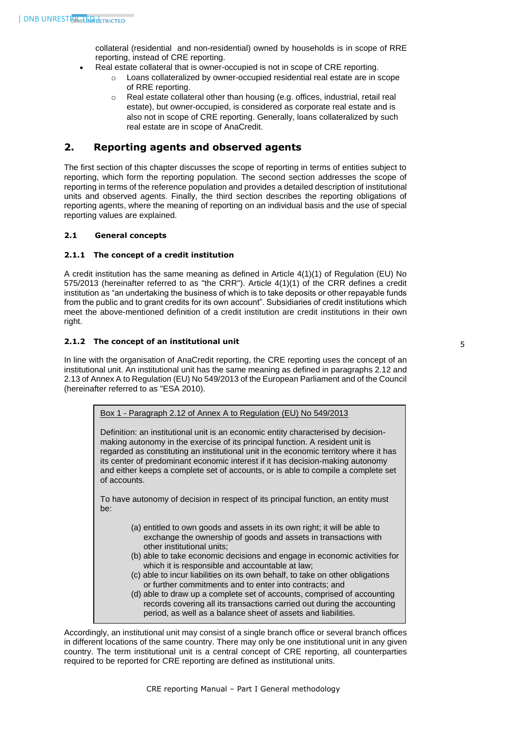collateral (residential and non-residential) owned by households is in scope of RRE reporting, instead of CRE reporting.

- Real estate collateral that is owner-occupied is not in scope of CRE reporting.
  - Loans collateralized by owner-occupied residential real estate are in scope of RRE reporting.
  - Real estate collateral other than housing (e.g. offices, industrial, retail real estate), but owner-occupied, is considered as corporate real estate and is also not in scope of CRE reporting. Generally, loans collateralized by such real estate are in scope of AnaCredit.

## 2. Reporting agents and observed agents

The first section of this chapter discusses the scope of reporting in terms of entities subject to reporting, which form the reporting population. The second section addresses the scope of reporting in terms of the reference population and provides a detailed description of institutional units and observed agents. Finally, the third section describes the reporting obligations of reporting agents, where the meaning of reporting on an individual basis and the use of special reporting values are explained.

### 2.1 General concepts

#### 2.1.1 The concept of a credit institution

A credit institution has the same meaning as defined in Article 4(1)(1) of Regulation (EU) No 575/2013 (hereinafter referred to as "the CRR"). Article 4(1)(1) of the CRR defines a credit institution as "an undertaking the business of which is to take deposits or other repayable funds from the public and to grant credits for its own account". Subsidiaries of credit institutions which meet the above-mentioned definition of a credit institution are credit institutions in their own right.

#### 2.1.2 The concept of an institutional unit

In line with the organisation of AnaCredit reporting, the CRE reporting uses the concept of an institutional unit. An institutional unit has the same meaning as defined in paragraphs 2.12 and 2.13 of Annex A to Regulation (EU) No 549/2013 of the European Parliament and of the Council (hereinafter referred to as "ESA 2010).

> Box 1 - Paragraph 2.12 of Annex A to Regulation (EU) No 549/2013
>
> Definition: an institutional unit is an economic entity characterised by decision-making autonomy in the exercise of its principal function. A resident unit is regarded as constituting an institutional unit in the economic territory where it has its center of predominant economic interest if it has decision-making autonomy and either keeps a complete set of accounts, or is able to compile a complete set of accounts.
>
> To have autonomy of decision in respect of its principal function, an entity must be:
>
> (a) entitled to own goods and assets in its own right; it will be able to exchange the ownership of goods and assets in transactions with other institutional units;
> (b) able to take economic decisions and engage in economic activities for which it is responsible and accountable at law;
> (c) able to incur liabilities on its own behalf, to take on other obligations or further commitments and to enter into contracts; and
> (d) able to draw up a complete set of accounts, comprised of accounting records covering all its transactions carried out during the accounting period, as well as a balance sheet of assets and liabilities.

Accordingly, an institutional unit may consist of a single branch office or several branch offices in different locations of the same country. There may only be one institutional unit in any given country. The term institutional unit is a central concept of CRE reporting, all counterparties required to be reported for CRE reporting are defined as institutional units.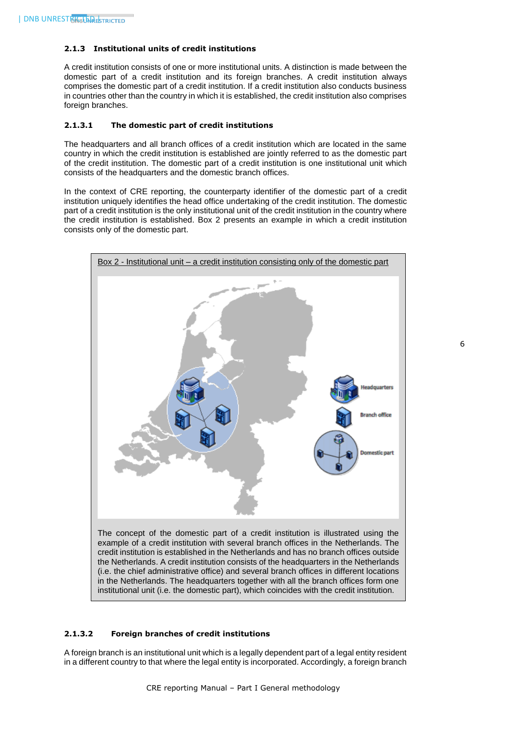#### 2.1.3 Institutional units of credit institutions

A credit institution consists of one or more institutional units. A distinction is made between the domestic part of a credit institution and its foreign branches. A credit institution always comprises the domestic part of a credit institution. If a credit institution also conducts business in countries other than the country in which it is established, the credit institution also comprises foreign branches.

##### 2.1.3.1 The domestic part of credit institutions

The headquarters and all branch offices of a credit institution which are located in the same country in which the credit institution is established are jointly referred to as the domestic part of the credit institution. The domestic part of a credit institution is one institutional unit which consists of the headquarters and the domestic branch offices.

In the context of CRE reporting, the counterparty identifier of the domestic part of a credit institution uniquely identifies the head office undertaking of the credit institution. The domestic part of a credit institution is the only institutional unit of the credit institution in the country where the credit institution is established. Box 2 presents an example in which a credit institution consists only of the domestic part.

Box 2 - Institutional unit – a credit institution consisting only of the domestic part

The concept of the domestic part of a credit institution is illustrated using the example of a credit institution with several branch offices in the Netherlands. The credit institution is established in the Netherlands and has no branch offices outside the Netherlands. A credit institution consists of the headquarters in the Netherlands (i.e. the chief administrative office) and several branch offices in different locations in the Netherlands. The headquarters together with all the branch offices form one institutional unit (i.e. the domestic part), which coincides with the credit institution.

##### 2.1.3.2 Foreign branches of credit institutions

A foreign branch is an institutional unit which is a legally dependent part of a legal entity resident in a different country to that where the legal entity is incorporated. Accordingly, a foreign branch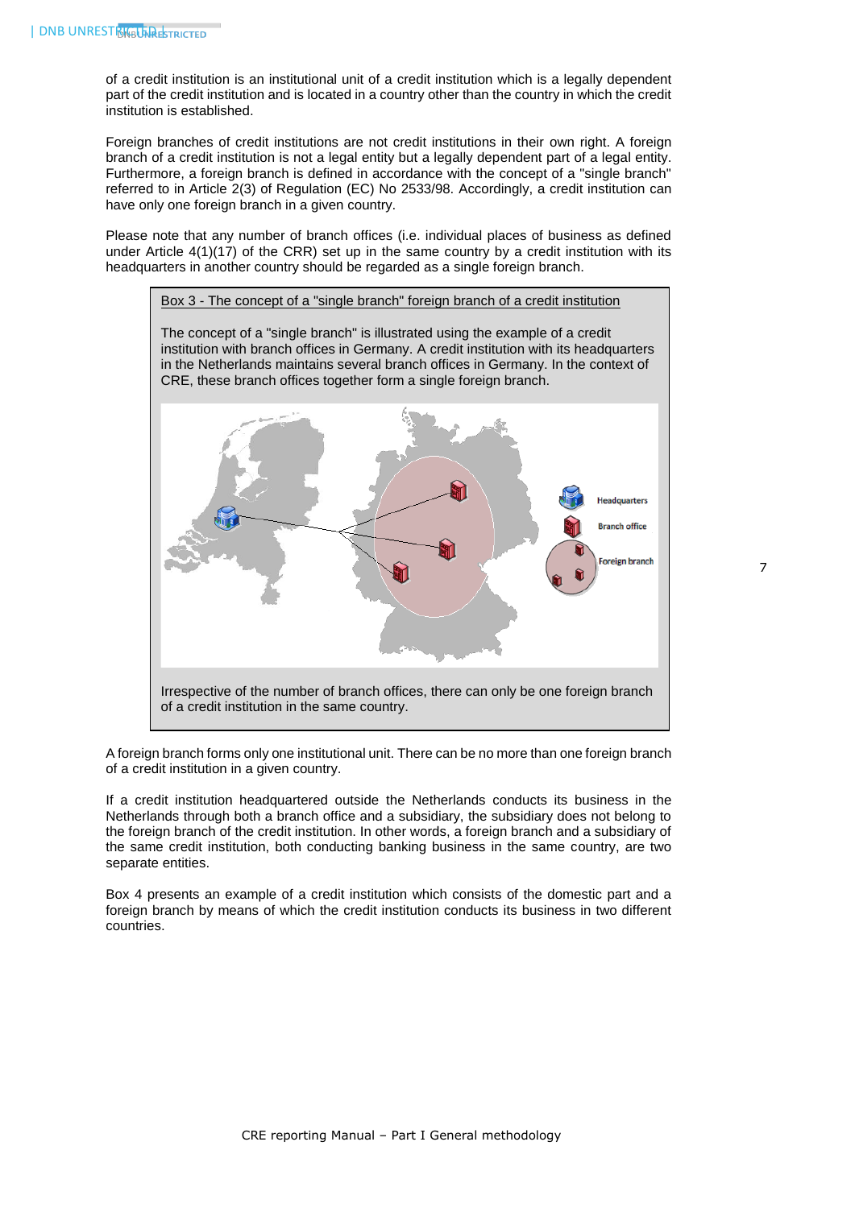of a credit institution is an institutional unit of a credit institution which is a legally dependent part of the credit institution and is located in a country other than the country in which the credit institution is established.

Foreign branches of credit institutions are not credit institutions in their own right. A foreign branch of a credit institution is not a legal entity but a legally dependent part of a legal entity. Furthermore, a foreign branch is defined in accordance with the concept of a "single branch" referred to in Article 2(3) of Regulation (EC) No 2533/98. Accordingly, a credit institution can have only one foreign branch in a given country.

Please note that any number of branch offices (i.e. individual places of business as defined under Article 4(1)(17) of the CRR) set up in the same country by a credit institution with its headquarters in another country should be regarded as a single foreign branch.

> Box 3 - The concept of a "single branch" foreign branch of a credit institution
>
> The concept of a "single branch" is illustrated using the example of a credit institution with branch offices in Germany. A credit institution with its headquarters in the Netherlands maintains several branch offices in Germany. In the context of CRE, these branch offices together form a single foreign branch.
>
> Headquarters
> Branch office
> Foreign branch
>
> Irrespective of the number of branch offices, there can only be one foreign branch of a credit institution in the same country.

A foreign branch forms only one institutional unit. There can be no more than one foreign branch of a credit institution in a given country.

If a credit institution headquartered outside the Netherlands conducts its business in the Netherlands through both a branch office and a subsidiary, the subsidiary does not belong to the foreign branch of the credit institution. In other words, a foreign branch and a subsidiary of the same credit institution, both conducting banking business in the same country, are two separate entities.

Box 4 presents an example of a credit institution which consists of the domestic part and a foreign branch by means of which the credit institution conducts its business in two different countries.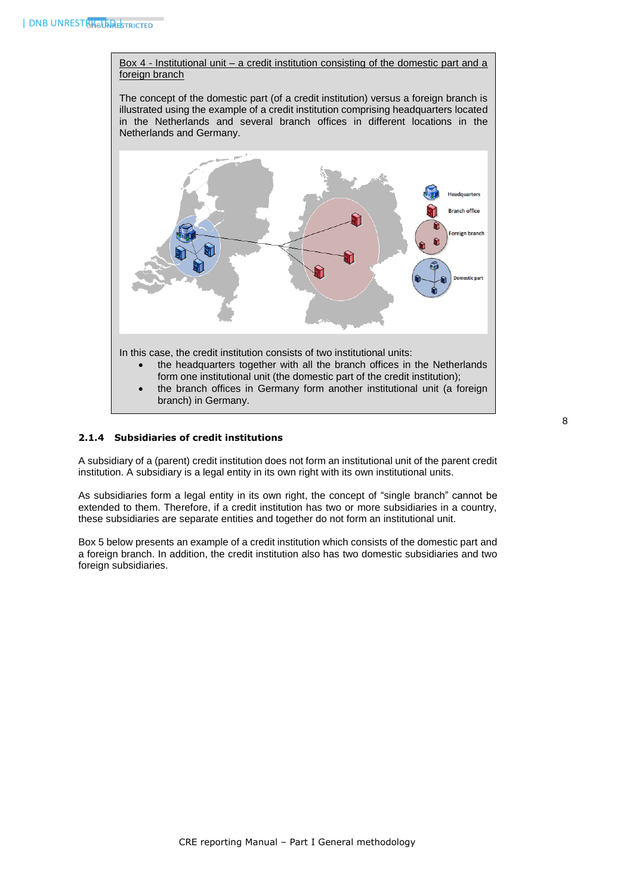Box 4 - Institutional unit – a credit institution consisting of the domestic part and a foreign branch

The concept of the domestic part (of a credit institution) versus a foreign branch is illustrated using the example of a credit institution comprising headquarters located in the Netherlands and several branch offices in different locations in the Netherlands and Germany.

In this case, the credit institution consists of two institutional units:

- the headquarters together with all the branch offices in the Netherlands form one institutional unit (the domestic part of the credit institution);
- the branch offices in Germany form another institutional unit (a foreign branch) in Germany.

### 2.1.4 Subsidiaries of credit institutions

A subsidiary of a (parent) credit institution does not form an institutional unit of the parent credit institution. A subsidiary is a legal entity in its own right with its own institutional units.

As subsidiaries form a legal entity in its own right, the concept of "single branch" cannot be extended to them. Therefore, if a credit institution has two or more subsidiaries in a country, these subsidiaries are separate entities and together do not form an institutional unit.

Box 5 below presents an example of a credit institution which consists of the domestic part and a foreign branch. In addition, the credit institution also has two domestic subsidiaries and two foreign subsidiaries.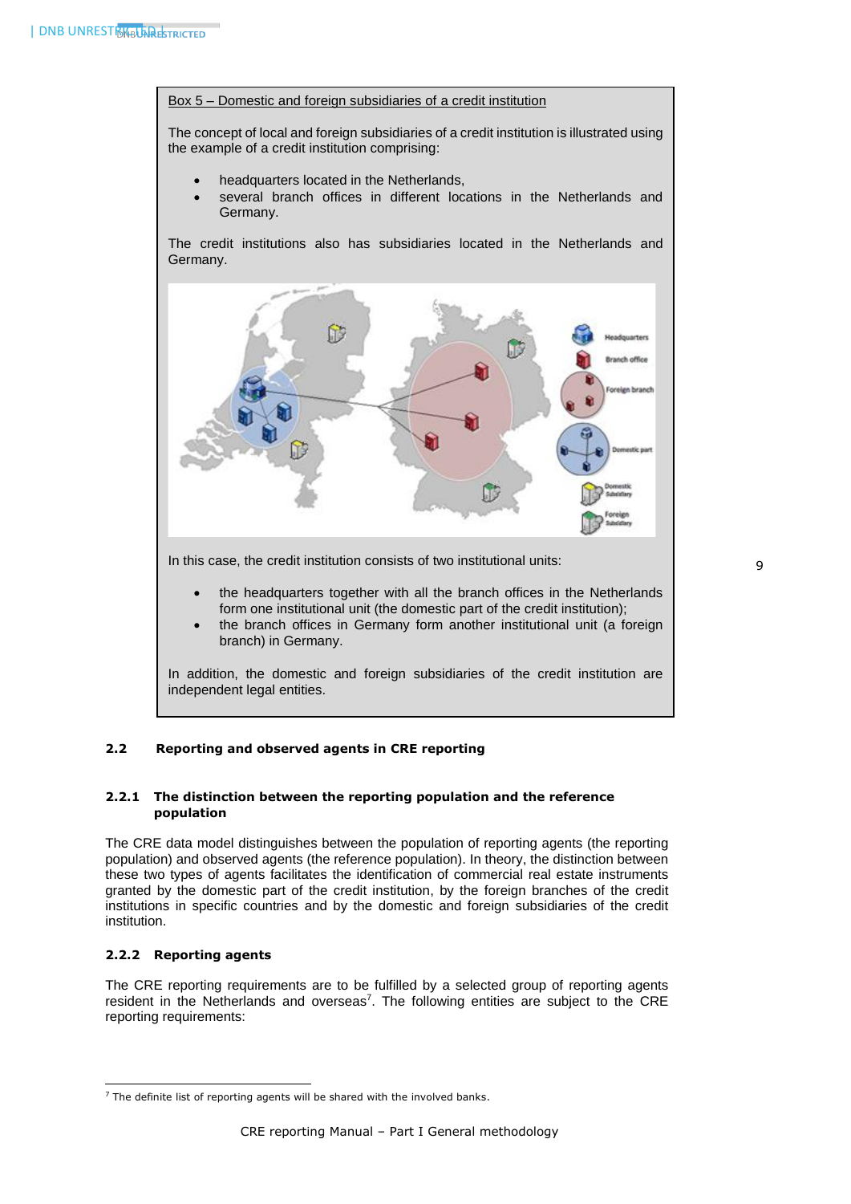**Box 5 – Domestic and foreign subsidiaries of a credit institution**

The concept of local and foreign subsidiaries of a credit institution is illustrated using the example of a credit institution comprising:

- headquarters located in the Netherlands,
- several branch offices in different locations in the Netherlands and Germany.

The credit institutions also has subsidiaries located in the Netherlands and Germany.

In this case, the credit institution consists of two institutional units:

- the headquarters together with all the branch offices in the Netherlands form one institutional unit (the domestic part of the credit institution);
- the branch offices in Germany form another institutional unit (a foreign branch) in Germany.

In addition, the domestic and foreign subsidiaries of the credit institution are independent legal entities.

## 2.2 Reporting and observed agents in CRE reporting

### 2.2.1 The distinction between the reporting population and the reference population

The CRE data model distinguishes between the population of reporting agents (the reporting population) and observed agents (the reference population). In theory, the distinction between these two types of agents facilitates the identification of commercial real estate instruments granted by the domestic part of the credit institution, by the foreign branches of the credit institutions in specific countries and by the domestic and foreign subsidiaries of the credit institution.

### 2.2.2 Reporting agents

The CRE reporting requirements are to be fulfilled by a selected group of reporting agents resident in the Netherlands and overseas[7]. The following entities are subject to the CRE reporting requirements:

[7] The definite list of reporting agents will be shared with the involved banks.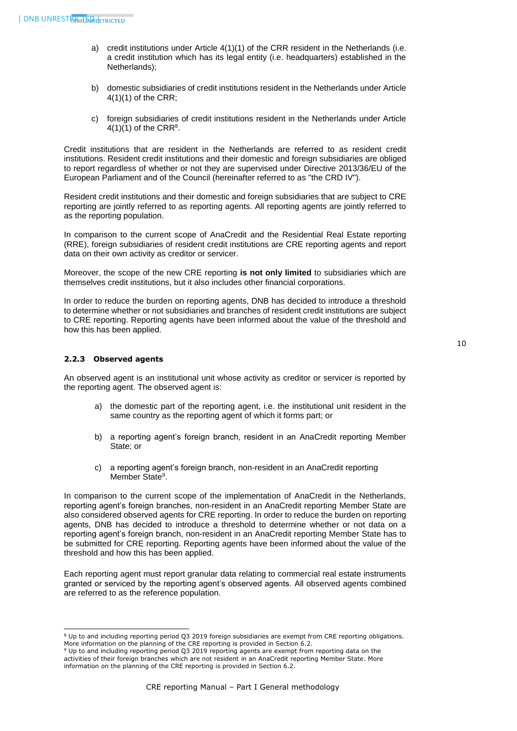a) credit institutions under Article 4(1)(1) of the CRR resident in the Netherlands (i.e. a credit institution which has its legal entity (i.e. headquarters) established in the Netherlands);

b) domestic subsidiaries of credit institutions resident in the Netherlands under Article 4(1)(1) of the CRR;

c) foreign subsidiaries of credit institutions resident in the Netherlands under Article 4(1)(1) of the CRR[8].

Credit institutions that are resident in the Netherlands are referred to as resident credit institutions. Resident credit institutions and their domestic and foreign subsidiaries are obliged to report regardless of whether or not they are supervised under Directive 2013/36/EU of the European Parliament and of the Council (hereinafter referred to as "the CRD IV").

Resident credit institutions and their domestic and foreign subsidiaries that are subject to CRE reporting are jointly referred to as reporting agents. All reporting agents are jointly referred to as the reporting population.

In comparison to the current scope of AnaCredit and the Residential Real Estate reporting (RRE), foreign subsidiaries of resident credit institutions are CRE reporting agents and report data on their own activity as creditor or servicer.

Moreover, the scope of the new CRE reporting **is not only limited** to subsidiaries which are themselves credit institutions, but it also includes other financial corporations.

In order to reduce the burden on reporting agents, DNB has decided to introduce a threshold to determine whether or not subsidiaries and branches of resident credit institutions are subject to CRE reporting. Reporting agents have been informed about the value of the threshold and how this has been applied.

### 2.2.3 Observed agents

An observed agent is an institutional unit whose activity as creditor or servicer is reported by the reporting agent. The observed agent is:

a) the domestic part of the reporting agent, i.e. the institutional unit resident in the same country as the reporting agent of which it forms part; or

b) a reporting agent's foreign branch, resident in an AnaCredit reporting Member State; or

c) a reporting agent's foreign branch, non-resident in an AnaCredit reporting Member State[9].

In comparison to the current scope of the implementation of AnaCredit in the Netherlands, reporting agent's foreign branches, non-resident in an AnaCredit reporting Member State are also considered observed agents for CRE reporting. In order to reduce the burden on reporting agents, DNB has decided to introduce a threshold to determine whether or not data on a reporting agent's foreign branch, non-resident in an AnaCredit reporting Member State has to be submitted for CRE reporting. Reporting agents have been informed about the value of the threshold and how this has been applied.

Each reporting agent must report granular data relating to commercial real estate instruments granted or serviced by the reporting agent's observed agents. All observed agents combined are referred to as the reference population.

---

[8] Up to and including reporting period Q3 2019 foreign subsidiaries are exempt from CRE reporting obligations. More information on the planning of the CRE reporting is provided in Section 6.2.

[9] Up to and including reporting period Q3 2019 reporting agents are exempt from reporting data on the activities of their foreign branches which are not resident in an AnaCredit reporting Member State. More information on the planning of the CRE reporting is provided in Section 6.2.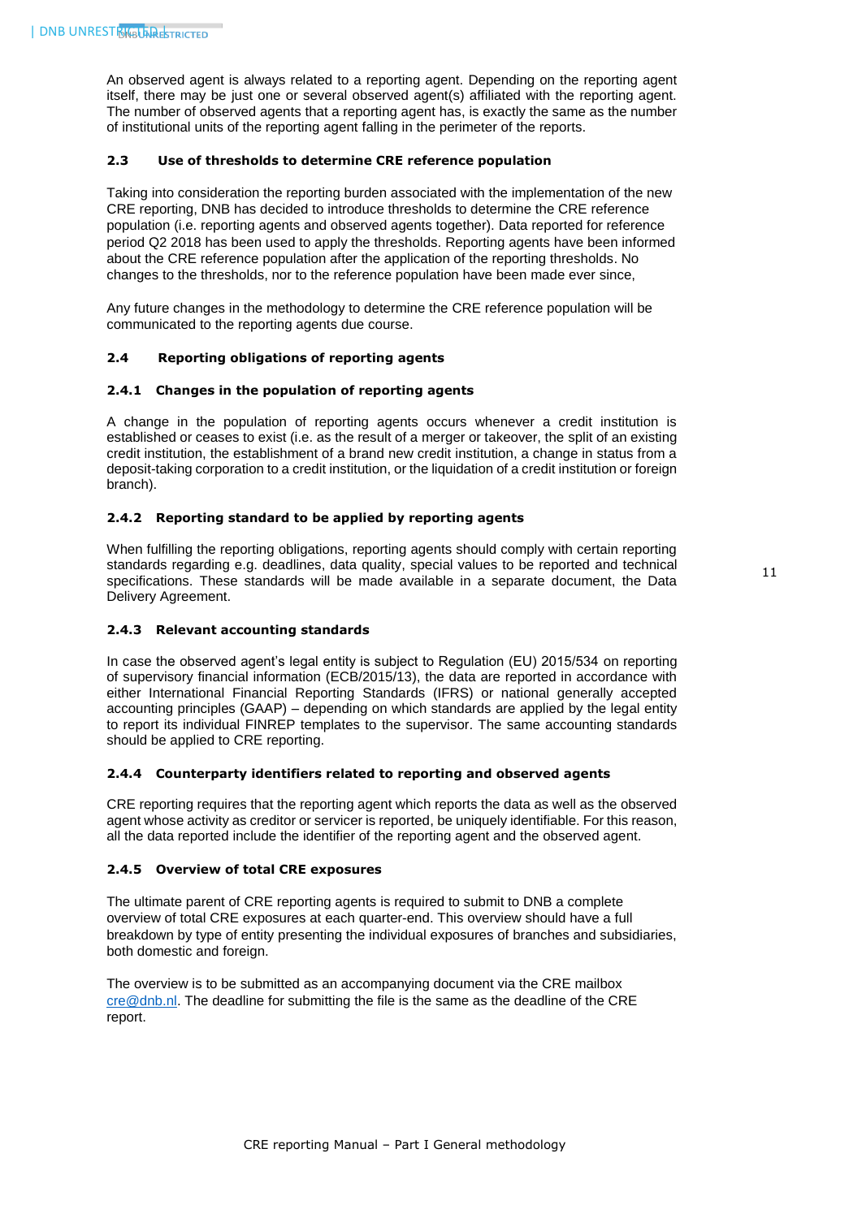An observed agent is always related to a reporting agent. Depending on the reporting agent itself, there may be just one or several observed agent(s) affiliated with the reporting agent. The number of observed agents that a reporting agent has, is exactly the same as the number of institutional units of the reporting agent falling in the perimeter of the reports.

### 2.3 Use of thresholds to determine CRE reference population

Taking into consideration the reporting burden associated with the implementation of the new CRE reporting, DNB has decided to introduce thresholds to determine the CRE reference population (i.e. reporting agents and observed agents together). Data reported for reference period Q2 2018 has been used to apply the thresholds. Reporting agents have been informed about the CRE reference population after the application of the reporting thresholds. No changes to the thresholds, nor to the reference population have been made ever since,

Any future changes in the methodology to determine the CRE reference population will be communicated to the reporting agents due course.

### 2.4 Reporting obligations of reporting agents

#### 2.4.1 Changes in the population of reporting agents

A change in the population of reporting agents occurs whenever a credit institution is established or ceases to exist (i.e. as the result of a merger or takeover, the split of an existing credit institution, the establishment of a brand new credit institution, a change in status from a deposit-taking corporation to a credit institution, or the liquidation of a credit institution or foreign branch).

#### 2.4.2 Reporting standard to be applied by reporting agents

When fulfilling the reporting obligations, reporting agents should comply with certain reporting standards regarding e.g. deadlines, data quality, special values to be reported and technical specifications. These standards will be made available in a separate document, the Data Delivery Agreement.

#### 2.4.3 Relevant accounting standards

In case the observed agent's legal entity is subject to Regulation (EU) 2015/534 on reporting of supervisory financial information (ECB/2015/13), the data are reported in accordance with either International Financial Reporting Standards (IFRS) or national generally accepted accounting principles (GAAP) – depending on which standards are applied by the legal entity to report its individual FINREP templates to the supervisor. The same accounting standards should be applied to CRE reporting.

#### 2.4.4 Counterparty identifiers related to reporting and observed agents

CRE reporting requires that the reporting agent which reports the data as well as the observed agent whose activity as creditor or servicer is reported, be uniquely identifiable. For this reason, all the data reported include the identifier of the reporting agent and the observed agent.

#### 2.4.5 Overview of total CRE exposures

The ultimate parent of CRE reporting agents is required to submit to DNB a complete overview of total CRE exposures at each quarter-end. This overview should have a full breakdown by type of entity presenting the individual exposures of branches and subsidiaries, both domestic and foreign.

The overview is to be submitted as an accompanying document via the CRE mailbox cre@dnb.nl. The deadline for submitting the file is the same as the deadline of the CRE report.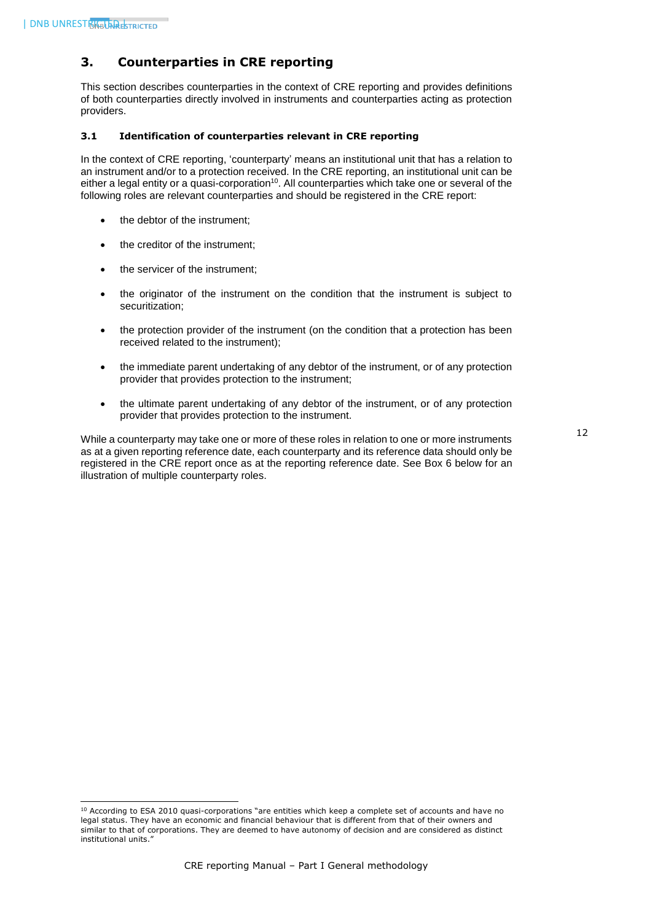## 3. Counterparties in CRE reporting

This section describes counterparties in the context of CRE reporting and provides definitions of both counterparties directly involved in instruments and counterparties acting as protection providers.

### 3.1 Identification of counterparties relevant in CRE reporting

In the context of CRE reporting, 'counterparty' means an institutional unit that has a relation to an instrument and/or to a protection received. In the CRE reporting, an institutional unit can be either a legal entity or a quasi-corporation[10]. All counterparties which take one or several of the following roles are relevant counterparties and should be registered in the CRE report:

- the debtor of the instrument;
- the creditor of the instrument;
- the servicer of the instrument;
- the originator of the instrument on the condition that the instrument is subject to securitization;
- the protection provider of the instrument (on the condition that a protection has been received related to the instrument);
- the immediate parent undertaking of any debtor of the instrument, or of any protection provider that provides protection to the instrument;
- the ultimate parent undertaking of any debtor of the instrument, or of any protection provider that provides protection to the instrument.

While a counterparty may take one or more of these roles in relation to one or more instruments as at a given reporting reference date, each counterparty and its reference data should only be registered in the CRE report once as at the reporting reference date. See Box 6 below for an illustration of multiple counterparty roles.

[10] According to ESA 2010 quasi-corporations "are entities which keep a complete set of accounts and have no legal status. They have an economic and financial behaviour that is different from that of their owners and similar to that of corporations. They are deemed to have autonomy of decision and are considered as distinct institutional units."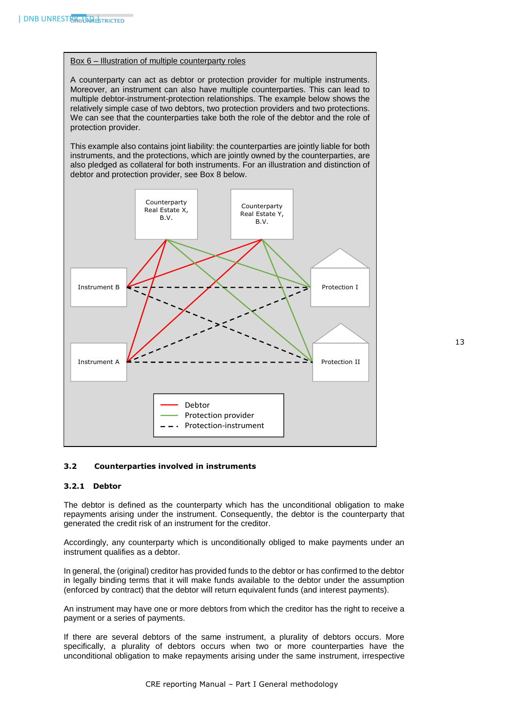Box 6 – Illustration of multiple counterparty roles

A counterparty can act as debtor or protection provider for multiple instruments. Moreover, an instrument can also have multiple counterparties. This can lead to multiple debtor-instrument-protection relationships. The example below shows the relatively simple case of two debtors, two protection providers and two protections. We can see that the counterparties take both the role of the debtor and the role of protection provider.

This example also contains joint liability: the counterparties are jointly liable for both instruments, and the protections, which are jointly owned by the counterparties, are also pledged as collateral for both instruments. For an illustration and distinction of debtor and protection provider, see Box 8 below.

Counterparty Real Estate X, B.V.

Counterparty Real Estate Y, B.V.

Instrument B

Instrument A

Protection I

Protection II

Debtor
Protection provider
Protection-instrument

### 3.2 Counterparties involved in instruments

#### 3.2.1 Debtor

The debtor is defined as the counterparty which has the unconditional obligation to make repayments arising under the instrument. Consequently, the debtor is the counterparty that generated the credit risk of an instrument for the creditor.

Accordingly, any counterparty which is unconditionally obliged to make payments under an instrument qualifies as a debtor.

In general, the (original) creditor has provided funds to the debtor or has confirmed to the debtor in legally binding terms that it will make funds available to the debtor under the assumption (enforced by contract) that the debtor will return equivalent funds (and interest payments).

An instrument may have one or more debtors from which the creditor has the right to receive a payment or a series of payments.

If there are several debtors of the same instrument, a plurality of debtors occurs. More specifically, a plurality of debtors occurs when two or more counterparties have the unconditional obligation to make repayments arising under the same instrument, irrespective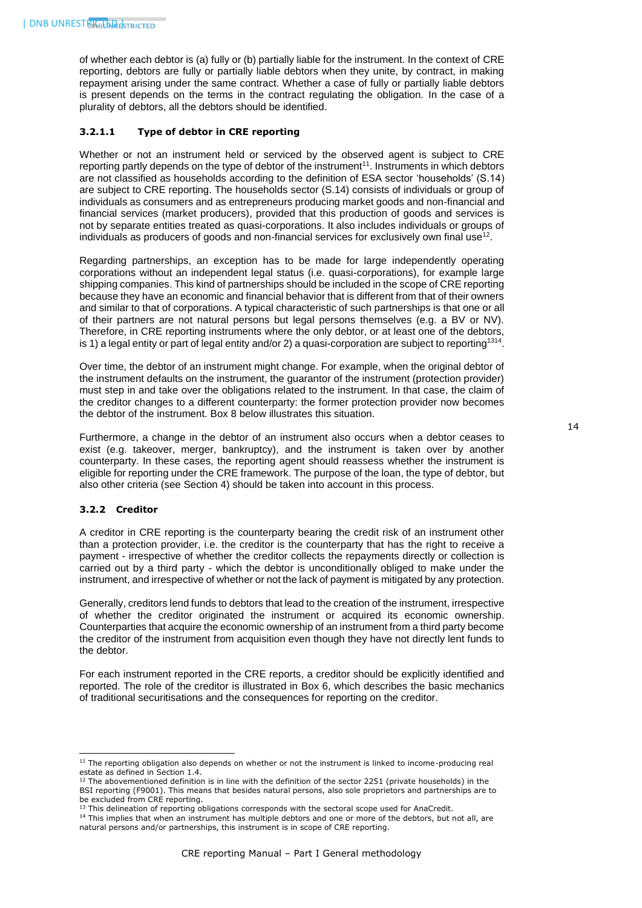of whether each debtor is (a) fully or (b) partially liable for the instrument. In the context of CRE reporting, debtors are fully or partially liable debtors when they unite, by contract, in making repayment arising under the same contract. Whether a case of fully or partially liable debtors is present depends on the terms in the contract regulating the obligation. In the case of a plurality of debtors, all the debtors should be identified.

#### 3.2.1.1 Type of debtor in CRE reporting

Whether or not an instrument held or serviced by the observed agent is subject to CRE reporting partly depends on the type of debtor of the instrument[11]. Instruments in which debtors are not classified as households according to the definition of ESA sector 'households' (S.14) are subject to CRE reporting. The households sector (S.14) consists of individuals or group of individuals as consumers and as entrepreneurs producing market goods and non-financial and financial services (market producers), provided that this production of goods and services is not by separate entities treated as quasi-corporations. It also includes individuals or groups of individuals as producers of goods and non-financial services for exclusively own final use[12].

Regarding partnerships, an exception has to be made for large independently operating corporations without an independent legal status (i.e. quasi-corporations), for example large shipping companies. This kind of partnerships should be included in the scope of CRE reporting because they have an economic and financial behavior that is different from that of their owners and similar to that of corporations. A typical characteristic of such partnerships is that one or all of their partners are not natural persons but legal persons themselves (e.g. a BV or NV). Therefore, in CRE reporting instruments where the only debtor, or at least one of the debtors, is 1) a legal entity or part of legal entity and/or 2) a quasi-corporation are subject to reporting[13][14].

Over time, the debtor of an instrument might change. For example, when the original debtor of the instrument defaults on the instrument, the guarantor of the instrument (protection provider) must step in and take over the obligations related to the instrument. In that case, the claim of the creditor changes to a different counterparty: the former protection provider now becomes the debtor of the instrument. Box 8 below illustrates this situation.

Furthermore, a change in the debtor of an instrument also occurs when a debtor ceases to exist (e.g. takeover, merger, bankruptcy), and the instrument is taken over by another counterparty. In these cases, the reporting agent should reassess whether the instrument is eligible for reporting under the CRE framework. The purpose of the loan, the type of debtor, but also other criteria (see Section 4) should be taken into account in this process.

### 3.2.2 Creditor

A creditor in CRE reporting is the counterparty bearing the credit risk of an instrument other than a protection provider, i.e. the creditor is the counterparty that has the right to receive a payment - irrespective of whether the creditor collects the repayments directly or collection is carried out by a third party - which the debtor is unconditionally obliged to make under the instrument, and irrespective of whether or not the lack of payment is mitigated by any protection.

Generally, creditors lend funds to debtors that lead to the creation of the instrument, irrespective of whether the creditor originated the instrument or acquired its economic ownership. Counterparties that acquire the economic ownership of an instrument from a third party become the creditor of the instrument from acquisition even though they have not directly lent funds to the debtor.

For each instrument reported in the CRE reports, a creditor should be explicitly identified and reported. The role of the creditor is illustrated in Box 6, which describes the basic mechanics of traditional securitisations and the consequences for reporting on the creditor.

---

[11] The reporting obligation also depends on whether or not the instrument is linked to income-producing real estate as defined in Section 1.4.

[12] The abovementioned definition is in line with the definition of the sector 2251 (private households) in the BSI reporting (F9001). This means that besides natural persons, also sole proprietors and partnerships are to be excluded from CRE reporting.

[13] This delineation of reporting obligations corresponds with the sectoral scope used for AnaCredit.

[14] This implies that when an instrument has multiple debtors and one or more of the debtors, but not all, are natural persons and/or partnerships, this instrument is in scope of CRE reporting.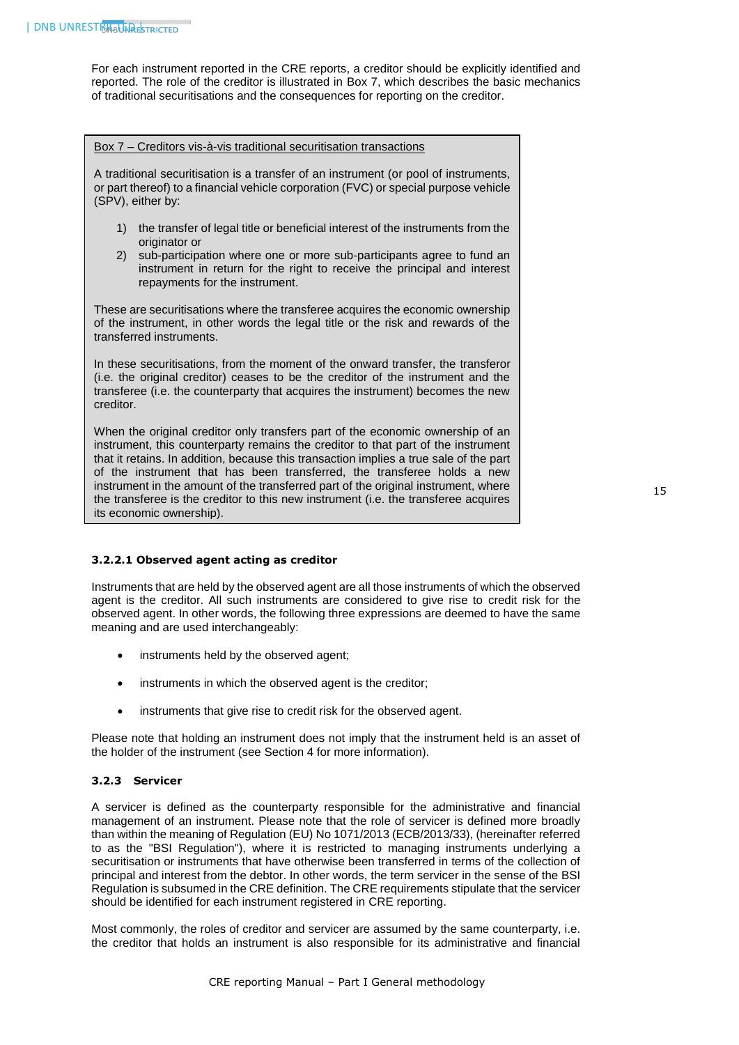For each instrument reported in the CRE reports, a creditor should be explicitly identified and reported. The role of the creditor is illustrated in Box 7, which describes the basic mechanics of traditional securitisations and the consequences for reporting on the creditor.

> Box 7 – Creditors vis-à-vis traditional securitisation transactions
>
> A traditional securitisation is a transfer of an instrument (or pool of instruments, or part thereof) to a financial vehicle corporation (FVC) or special purpose vehicle (SPV), either by:
>
> 1) the transfer of legal title or beneficial interest of the instruments from the originator or
> 2) sub-participation where one or more sub-participants agree to fund an instrument in return for the right to receive the principal and interest repayments for the instrument.
>
> These are securitisations where the transferee acquires the economic ownership of the instrument, in other words the legal title or the risk and rewards of the transferred instruments.
>
> In these securitisations, from the moment of the onward transfer, the transferor (i.e. the original creditor) ceases to be the creditor of the instrument and the transferee (i.e. the counterparty that acquires the instrument) becomes the new creditor.
>
> When the original creditor only transfers part of the economic ownership of an instrument, this counterparty remains the creditor to that part of the instrument that it retains. In addition, because this transaction implies a true sale of the part of the instrument that has been transferred, the transferee holds a new instrument in the amount of the transferred part of the original instrument, where the transferee is the creditor to this new instrument (i.e. the transferee acquires its economic ownership).

#### 3.2.2.1 Observed agent acting as creditor

Instruments that are held by the observed agent are all those instruments of which the observed agent is the creditor. All such instruments are considered to give rise to credit risk for the observed agent. In other words, the following three expressions are deemed to have the same meaning and are used interchangeably:

- instruments held by the observed agent;
- instruments in which the observed agent is the creditor;
- instruments that give rise to credit risk for the observed agent.

Please note that holding an instrument does not imply that the instrument held is an asset of the holder of the instrument (see Section 4 for more information).

### 3.2.3 Servicer

A servicer is defined as the counterparty responsible for the administrative and financial management of an instrument. Please note that the role of servicer is defined more broadly than within the meaning of Regulation (EU) No 1071/2013 (ECB/2013/33), (hereinafter referred to as the "BSI Regulation"), where it is restricted to managing instruments underlying a securitisation or instruments that have otherwise been transferred in terms of the collection of principal and interest from the debtor. In other words, the term servicer in the sense of the BSI Regulation is subsumed in the CRE definition. The CRE requirements stipulate that the servicer should be identified for each instrument registered in CRE reporting.

Most commonly, the roles of creditor and servicer are assumed by the same counterparty, i.e. the creditor that holds an instrument is also responsible for its administrative and financial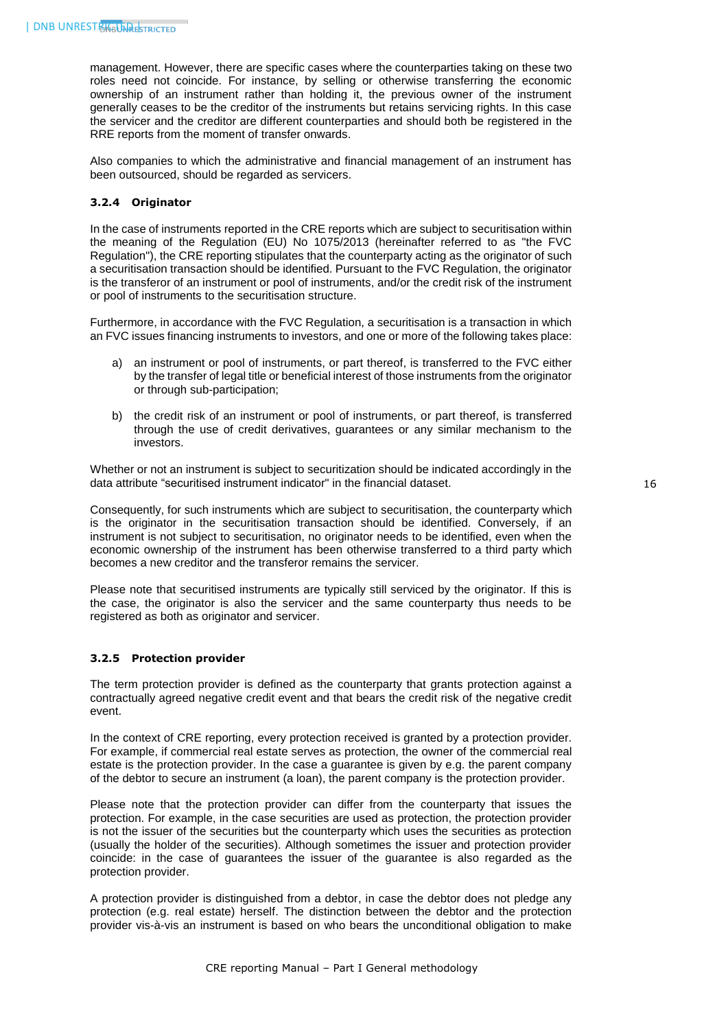management. However, there are specific cases where the counterparties taking on these two roles need not coincide. For instance, by selling or otherwise transferring the economic ownership of an instrument rather than holding it, the previous owner of the instrument generally ceases to be the creditor of the instruments but retains servicing rights. In this case the servicer and the creditor are different counterparties and should both be registered in the RRE reports from the moment of transfer onwards.

Also companies to which the administrative and financial management of an instrument has been outsourced, should be regarded as servicers.

### 3.2.4 Originator

In the case of instruments reported in the CRE reports which are subject to securitisation within the meaning of the Regulation (EU) No 1075/2013 (hereinafter referred to as "the FVC Regulation"), the CRE reporting stipulates that the counterparty acting as the originator of such a securitisation transaction should be identified. Pursuant to the FVC Regulation, the originator is the transferor of an instrument or pool of instruments, and/or the credit risk of the instrument or pool of instruments to the securitisation structure.

Furthermore, in accordance with the FVC Regulation, a securitisation is a transaction in which an FVC issues financing instruments to investors, and one or more of the following takes place:

a) an instrument or pool of instruments, or part thereof, is transferred to the FVC either by the transfer of legal title or beneficial interest of those instruments from the originator or through sub-participation;

b) the credit risk of an instrument or pool of instruments, or part thereof, is transferred through the use of credit derivatives, guarantees or any similar mechanism to the investors.

Whether or not an instrument is subject to securitization should be indicated accordingly in the data attribute "securitised instrument indicator" in the financial dataset.

Consequently, for such instruments which are subject to securitisation, the counterparty which is the originator in the securitisation transaction should be identified. Conversely, if an instrument is not subject to securitisation, no originator needs to be identified, even when the economic ownership of the instrument has been otherwise transferred to a third party which becomes a new creditor and the transferor remains the servicer.

Please note that securitised instruments are typically still serviced by the originator. If this is the case, the originator is also the servicer and the same counterparty thus needs to be registered as both as originator and servicer.

### 3.2.5 Protection provider

The term protection provider is defined as the counterparty that grants protection against a contractually agreed negative credit event and that bears the credit risk of the negative credit event.

In the context of CRE reporting, every protection received is granted by a protection provider. For example, if commercial real estate serves as protection, the owner of the commercial real estate is the protection provider. In the case a guarantee is given by e.g. the parent company of the debtor to secure an instrument (a loan), the parent company is the protection provider.

Please note that the protection provider can differ from the counterparty that issues the protection. For example, in the case securities are used as protection, the protection provider is not the issuer of the securities but the counterparty which uses the securities as protection (usually the holder of the securities). Although sometimes the issuer and protection provider coincide: in the case of guarantees the issuer of the guarantee is also regarded as the protection provider.

A protection provider is distinguished from a debtor, in case the debtor does not pledge any protection (e.g. real estate) herself. The distinction between the debtor and the protection provider vis-à-vis an instrument is based on who bears the unconditional obligation to make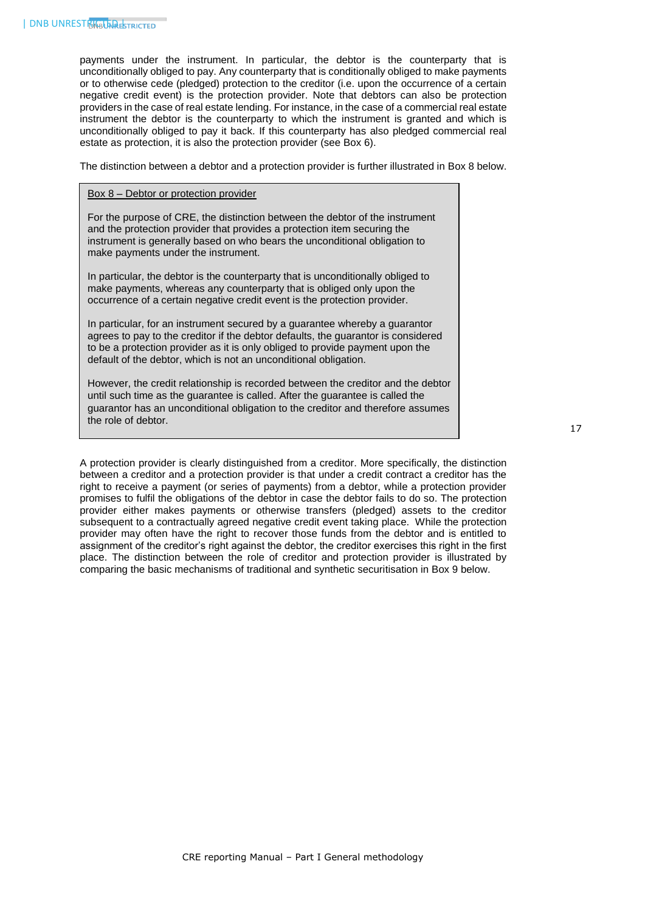payments under the instrument. In particular, the debtor is the counterparty that is unconditionally obliged to pay. Any counterparty that is conditionally obliged to make payments or to otherwise cede (pledged) protection to the creditor (i.e. upon the occurrence of a certain negative credit event) is the protection provider. Note that debtors can also be protection providers in the case of real estate lending. For instance, in the case of a commercial real estate instrument the debtor is the counterparty to which the instrument is granted and which is unconditionally obliged to pay it back. If this counterparty has also pledged commercial real estate as protection, it is also the protection provider (see Box 6).

The distinction between a debtor and a protection provider is further illustrated in Box 8 below.

> Box 8 – Debtor or protection provider
>
> For the purpose of CRE, the distinction between the debtor of the instrument and the protection provider that provides a protection item securing the instrument is generally based on who bears the unconditional obligation to make payments under the instrument.
>
> In particular, the debtor is the counterparty that is unconditionally obliged to make payments, whereas any counterparty that is obliged only upon the occurrence of a certain negative credit event is the protection provider.
>
> In particular, for an instrument secured by a guarantee whereby a guarantor agrees to pay to the creditor if the debtor defaults, the guarantor is considered to be a protection provider as it is only obliged to provide payment upon the default of the debtor, which is not an unconditional obligation.
>
> However, the credit relationship is recorded between the creditor and the debtor until such time as the guarantee is called. After the guarantee is called the guarantor has an unconditional obligation to the creditor and therefore assumes the role of debtor.

A protection provider is clearly distinguished from a creditor. More specifically, the distinction between a creditor and a protection provider is that under a credit contract a creditor has the right to receive a payment (or series of payments) from a debtor, while a protection provider promises to fulfil the obligations of the debtor in case the debtor fails to do so. The protection provider either makes payments or otherwise transfers (pledged) assets to the creditor subsequent to a contractually agreed negative credit event taking place. While the protection provider may often have the right to recover those funds from the debtor and is entitled to assignment of the creditor's right against the debtor, the creditor exercises this right in the first place. The distinction between the role of creditor and protection provider is illustrated by comparing the basic mechanisms of traditional and synthetic securitisation in Box 9 below.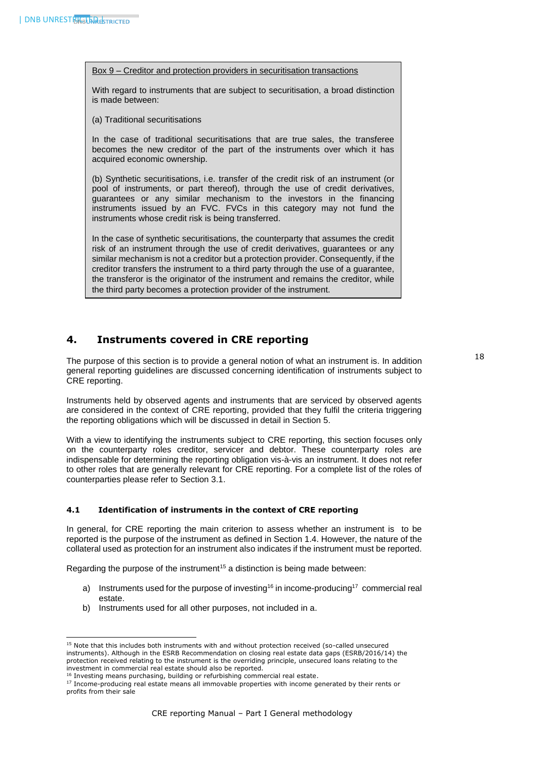Box 9 – Creditor and protection providers in securitisation transactions

With regard to instruments that are subject to securitisation, a broad distinction is made between:

(a) Traditional securitisations

In the case of traditional securitisations that are true sales, the transferee becomes the new creditor of the part of the instruments over which it has acquired economic ownership.

(b) Synthetic securitisations, i.e. transfer of the credit risk of an instrument (or pool of instruments, or part thereof), through the use of credit derivatives, guarantees or any similar mechanism to the investors in the financing instruments issued by an FVC. FVCs in this category may not fund the instruments whose credit risk is being transferred.

In the case of synthetic securitisations, the counterparty that assumes the credit risk of an instrument through the use of credit derivatives, guarantees or any similar mechanism is not a creditor but a protection provider. Consequently, if the creditor transfers the instrument to a third party through the use of a guarantee, the transferor is the originator of the instrument and remains the creditor, while the third party becomes a protection provider of the instrument.

## 4. Instruments covered in CRE reporting

The purpose of this section is to provide a general notion of what an instrument is. In addition general reporting guidelines are discussed concerning identification of instruments subject to CRE reporting.

Instruments held by observed agents and instruments that are serviced by observed agents are considered in the context of CRE reporting, provided that they fulfil the criteria triggering the reporting obligations which will be discussed in detail in Section 5.

With a view to identifying the instruments subject to CRE reporting, this section focuses only on the counterparty roles creditor, servicer and debtor. These counterparty roles are indispensable for determining the reporting obligation vis-à-vis an instrument. It does not refer to other roles that are generally relevant for CRE reporting. For a complete list of the roles of counterparties please refer to Section 3.1.

### 4.1 Identification of instruments in the context of CRE reporting

In general, for CRE reporting the main criterion to assess whether an instrument is to be reported is the purpose of the instrument as defined in Section 1.4. However, the nature of the collateral used as protection for an instrument also indicates if the instrument must be reported.

Regarding the purpose of the instrument[15] a distinction is being made between:

a) Instruments used for the purpose of investing[16] in income-producing[17] commercial real estate.
b) Instruments used for all other purposes, not included in a.

[15] Note that this includes both instruments with and without protection received (so-called unsecured instruments). Although in the ESRB Recommendation on closing real estate data gaps (ESRB/2016/14) the protection received relating to the instrument is the overriding principle, unsecured loans relating to the investment in commercial real estate should also be reported.

[16] Investing means purchasing, building or refurbishing commercial real estate.

[17] Income-producing real estate means all immovable properties with income generated by their rents or profits from their sale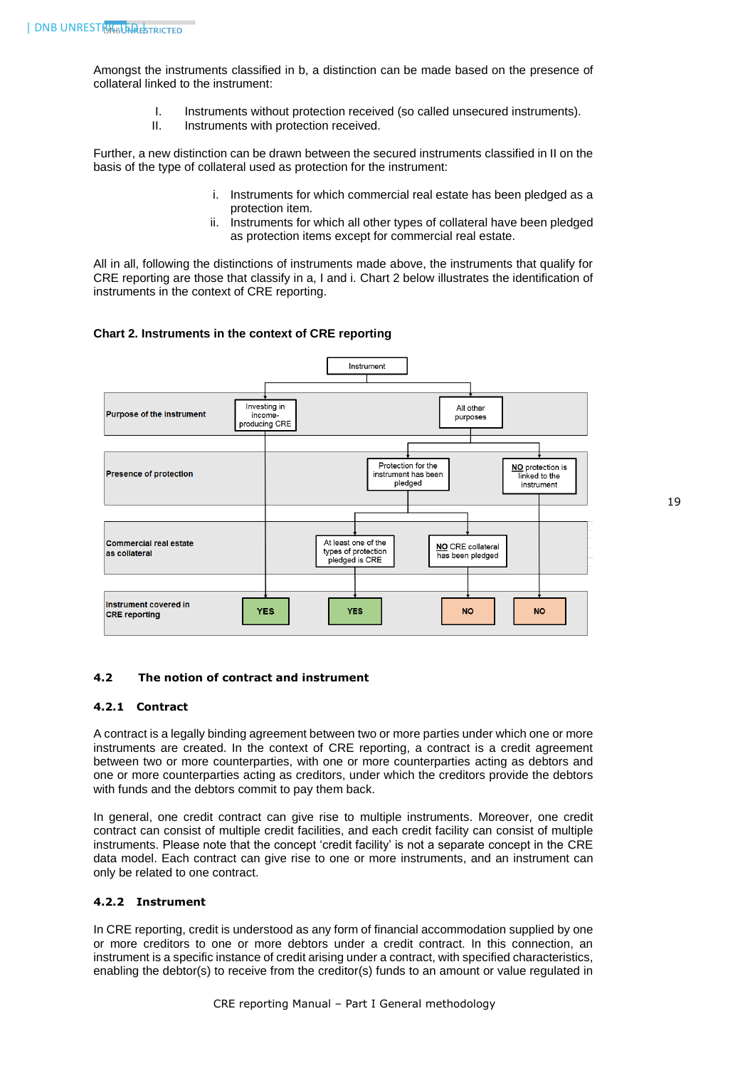Amongst the instruments classified in b, a distinction can be made based on the presence of collateral linked to the instrument:

I. Instruments without protection received (so called unsecured instruments).
II. Instruments with protection received.

Further, a new distinction can be drawn between the secured instruments classified in II on the basis of the type of collateral used as protection for the instrument:

i. Instruments for which commercial real estate has been pledged as a protection item.
ii. Instruments for which all other types of collateral have been pledged as protection items except for commercial real estate.

All in all, following the distinctions of instruments made above, the instruments that qualify for CRE reporting are those that classify in a, I and i. Chart 2 below illustrates the identification of instruments in the context of CRE reporting.

**Chart 2. Instruments in the context of CRE reporting**

Instrument

| | | | | |
|---|---|---|---|---|
| **Purpose of the instrument** | Investing in income-producing CRE | All other purposes | | |
| **Presence of protection** | | Protection for the instrument has been pledged | | **NO** protection is linked to the instrument |
| **Commercial real estate as collateral** | | At least one of the types of protection pledged is CRE | **NO** CRE collateral has been pledged | |
| **Instrument covered in CRE reporting** | YES | YES | NO | NO |

## 4.2 The notion of contract and instrument

### 4.2.1 Contract

A contract is a legally binding agreement between two or more parties under which one or more instruments are created. In the context of CRE reporting, a contract is a credit agreement between two or more counterparties, with one or more counterparties acting as debtors and one or more counterparties acting as creditors, under which the creditors provide the debtors with funds and the debtors commit to pay them back.

In general, one credit contract can give rise to multiple instruments. Moreover, one credit contract can consist of multiple credit facilities, and each credit facility can consist of multiple instruments. Please note that the concept 'credit facility' is not a separate concept in the CRE data model. Each contract can give rise to one or more instruments, and an instrument can only be related to one contract.

### 4.2.2 Instrument

In CRE reporting, credit is understood as any form of financial accommodation supplied by one or more creditors to one or more debtors under a credit contract. In this connection, an instrument is a specific instance of credit arising under a contract, with specified characteristics, enabling the debtor(s) to receive from the creditor(s) funds to an amount or value regulated in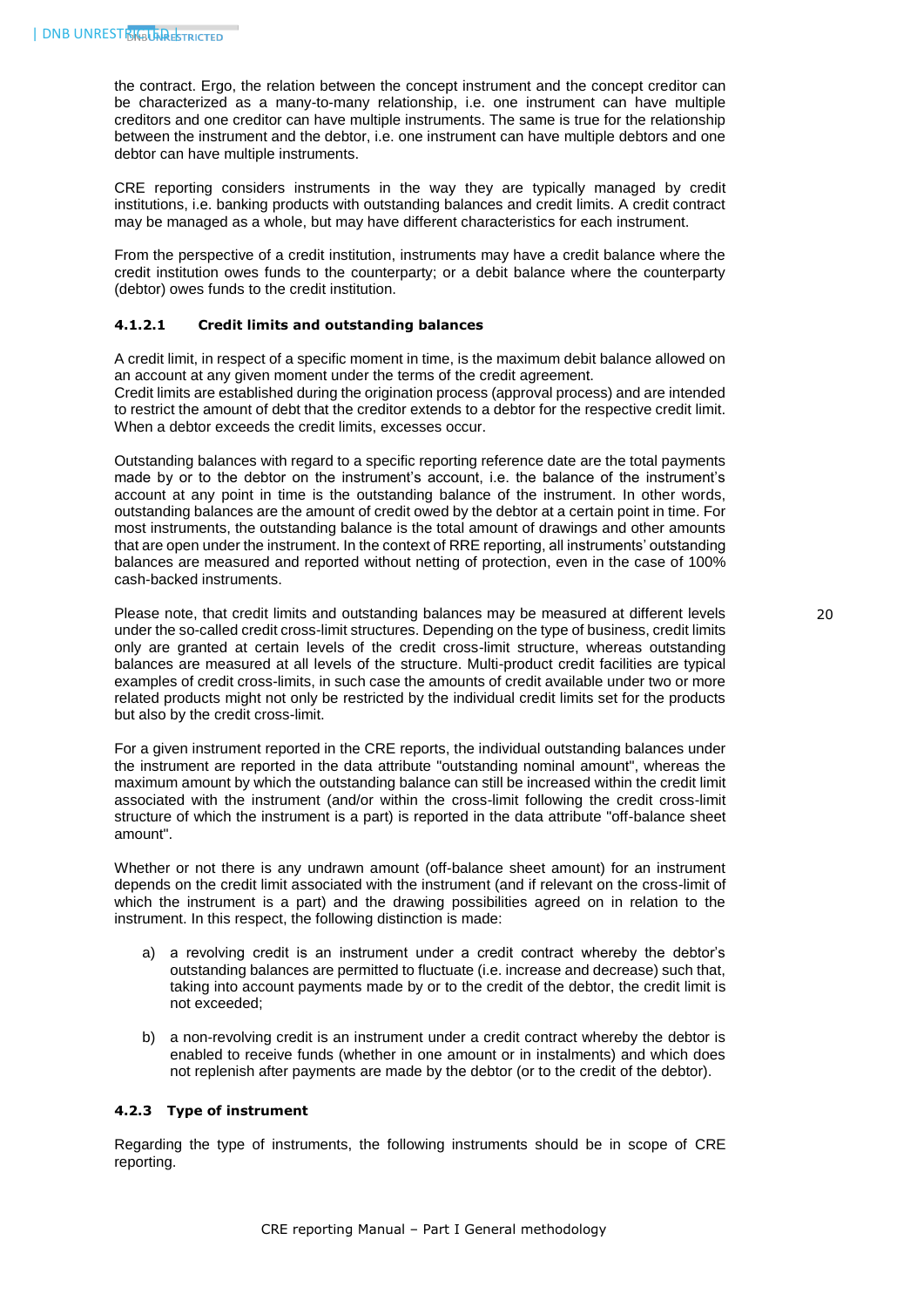the contract. Ergo, the relation between the concept instrument and the concept creditor can be characterized as a many-to-many relationship, i.e. one instrument can have multiple creditors and one creditor can have multiple instruments. The same is true for the relationship between the instrument and the debtor, i.e. one instrument can have multiple debtors and one debtor can have multiple instruments.

CRE reporting considers instruments in the way they are typically managed by credit institutions, i.e. banking products with outstanding balances and credit limits. A credit contract may be managed as a whole, but may have different characteristics for each instrument.

From the perspective of a credit institution, instruments may have a credit balance where the credit institution owes funds to the counterparty; or a debit balance where the counterparty (debtor) owes funds to the credit institution.

#### 4.1.2.1 Credit limits and outstanding balances

A credit limit, in respect of a specific moment in time, is the maximum debit balance allowed on an account at any given moment under the terms of the credit agreement.
Credit limits are established during the origination process (approval process) and are intended to restrict the amount of debt that the creditor extends to a debtor for the respective credit limit. When a debtor exceeds the credit limits, excesses occur.

Outstanding balances with regard to a specific reporting reference date are the total payments made by or to the debtor on the instrument's account, i.e. the balance of the instrument's account at any point in time is the outstanding balance of the instrument. In other words, outstanding balances are the amount of credit owed by the debtor at a certain point in time. For most instruments, the outstanding balance is the total amount of drawings and other amounts that are open under the instrument. In the context of RRE reporting, all instruments' outstanding balances are measured and reported without netting of protection, even in the case of 100% cash-backed instruments.

Please note, that credit limits and outstanding balances may be measured at different levels under the so-called credit cross-limit structures. Depending on the type of business, credit limits only are granted at certain levels of the credit cross-limit structure, whereas outstanding balances are measured at all levels of the structure. Multi-product credit facilities are typical examples of credit cross-limits, in such case the amounts of credit available under two or more related products might not only be restricted by the individual credit limits set for the products but also by the credit cross-limit.

For a given instrument reported in the CRE reports, the individual outstanding balances under the instrument are reported in the data attribute "outstanding nominal amount", whereas the maximum amount by which the outstanding balance can still be increased within the credit limit associated with the instrument (and/or within the cross-limit following the credit cross-limit structure of which the instrument is a part) is reported in the data attribute "off-balance sheet amount".

Whether or not there is any undrawn amount (off-balance sheet amount) for an instrument depends on the credit limit associated with the instrument (and if relevant on the cross-limit of which the instrument is a part) and the drawing possibilities agreed on in relation to the instrument. In this respect, the following distinction is made:

a) a revolving credit is an instrument under a credit contract whereby the debtor's outstanding balances are permitted to fluctuate (i.e. increase and decrease) such that, taking into account payments made by or to the credit of the debtor, the credit limit is not exceeded;

b) a non-revolving credit is an instrument under a credit contract whereby the debtor is enabled to receive funds (whether in one amount or in instalments) and which does not replenish after payments are made by the debtor (or to the credit of the debtor).

### 4.2.3 Type of instrument

Regarding the type of instruments, the following instruments should be in scope of CRE reporting.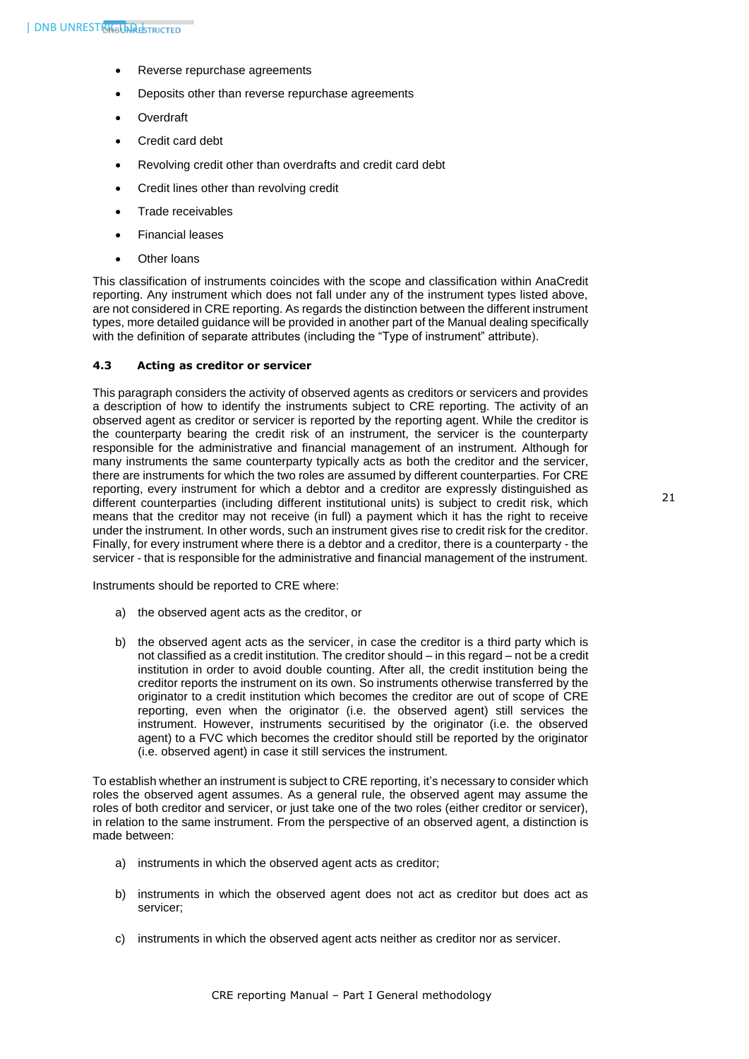- Reverse repurchase agreements
- Deposits other than reverse repurchase agreements
- Overdraft
- Credit card debt
- Revolving credit other than overdrafts and credit card debt
- Credit lines other than revolving credit
- Trade receivables
- Financial leases
- Other loans

This classification of instruments coincides with the scope and classification within AnaCredit reporting. Any instrument which does not fall under any of the instrument types listed above, are not considered in CRE reporting. As regards the distinction between the different instrument types, more detailed guidance will be provided in another part of the Manual dealing specifically with the definition of separate attributes (including the "Type of instrument" attribute).

### 4.3 Acting as creditor or servicer

This paragraph considers the activity of observed agents as creditors or servicers and provides a description of how to identify the instruments subject to CRE reporting. The activity of an observed agent as creditor or servicer is reported by the reporting agent. While the creditor is the counterparty bearing the credit risk of an instrument, the servicer is the counterparty responsible for the administrative and financial management of an instrument. Although for many instruments the same counterparty typically acts as both the creditor and the servicer, there are instruments for which the two roles are assumed by different counterparties. For CRE reporting, every instrument for which a debtor and a creditor are expressly distinguished as different counterparties (including different institutional units) is subject to credit risk, which means that the creditor may not receive (in full) a payment which it has the right to receive under the instrument. In other words, such an instrument gives rise to credit risk for the creditor. Finally, for every instrument where there is a debtor and a creditor, there is a counterparty - the servicer - that is responsible for the administrative and financial management of the instrument.

Instruments should be reported to CRE where:

a) the observed agent acts as the creditor, or

b) the observed agent acts as the servicer, in case the creditor is a third party which is not classified as a credit institution. The creditor should – in this regard – not be a credit institution in order to avoid double counting. After all, the credit institution being the creditor reports the instrument on its own. So instruments otherwise transferred by the originator to a credit institution which becomes the creditor are out of scope of CRE reporting, even when the originator (i.e. the observed agent) still services the instrument. However, instruments securitised by the originator (i.e. the observed agent) to a FVC which becomes the creditor should still be reported by the originator (i.e. observed agent) in case it still services the instrument.

To establish whether an instrument is subject to CRE reporting, it's necessary to consider which roles the observed agent assumes. As a general rule, the observed agent may assume the roles of both creditor and servicer, or just take one of the two roles (either creditor or servicer), in relation to the same instrument. From the perspective of an observed agent, a distinction is made between:

a) instruments in which the observed agent acts as creditor;

b) instruments in which the observed agent does not act as creditor but does act as servicer;

c) instruments in which the observed agent acts neither as creditor nor as servicer.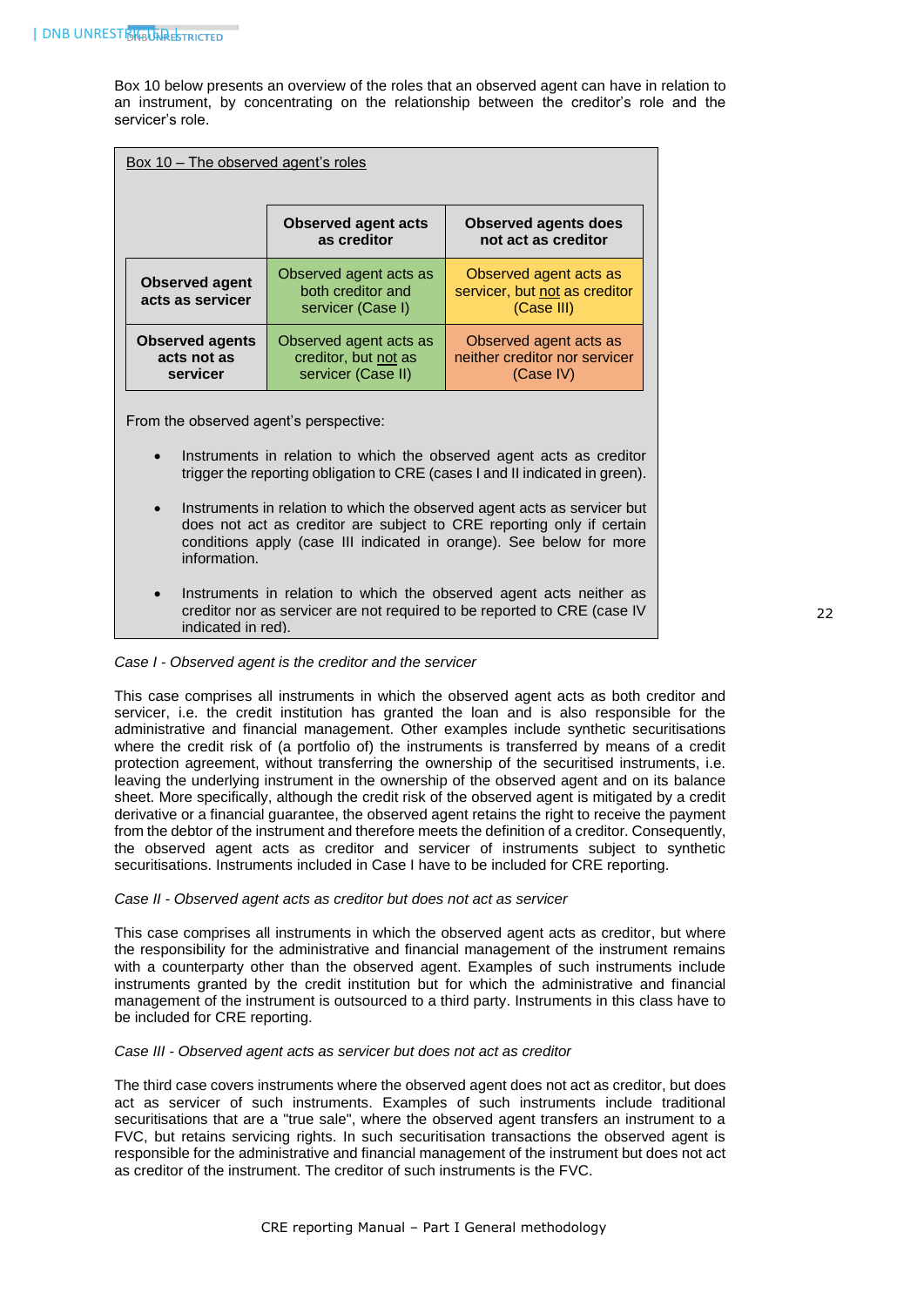Box 10 below presents an overview of the roles that an observed agent can have in relation to an instrument, by concentrating on the relationship between the creditor's role and the servicer's role.

Box 10 – The observed agent's roles

| | Observed agent acts as creditor | Observed agents does not act as creditor |
|---|---|---|
| **Observed agent acts as servicer** | Observed agent acts as both creditor and servicer (Case I) | Observed agent acts as servicer, but not as creditor (Case III) |
| **Observed agents acts not as servicer** | Observed agent acts as creditor, but not as servicer (Case II) | Observed agent acts as neither creditor nor servicer (Case IV) |

From the observed agent's perspective:

- Instruments in relation to which the observed agent acts as creditor trigger the reporting obligation to CRE (cases I and II indicated in green).
- Instruments in relation to which the observed agent acts as servicer but does not act as creditor are subject to CRE reporting only if certain conditions apply (case III indicated in orange). See below for more information.
- Instruments in relation to which the observed agent acts neither as creditor nor as servicer are not required to be reported to CRE (case IV indicated in red).

*Case I - Observed agent is the creditor and the servicer*

This case comprises all instruments in which the observed agent acts as both creditor and servicer, i.e. the credit institution has granted the loan and is also responsible for the administrative and financial management. Other examples include synthetic securitisations where the credit risk of (a portfolio of) the instruments is transferred by means of a credit protection agreement, without transferring the ownership of the securitised instruments, i.e. leaving the underlying instrument in the ownership of the observed agent and on its balance sheet. More specifically, although the credit risk of the observed agent is mitigated by a credit derivative or a financial guarantee, the observed agent retains the right to receive the payment from the debtor of the instrument and therefore meets the definition of a creditor. Consequently, the observed agent acts as creditor and servicer of instruments subject to synthetic securitisations. Instruments included in Case I have to be included for CRE reporting.

*Case II - Observed agent acts as creditor but does not act as servicer*

This case comprises all instruments in which the observed agent acts as creditor, but where the responsibility for the administrative and financial management of the instrument remains with a counterparty other than the observed agent. Examples of such instruments include instruments granted by the credit institution but for which the administrative and financial management of the instrument is outsourced to a third party. Instruments in this class have to be included for CRE reporting.

*Case III - Observed agent acts as servicer but does not act as creditor*

The third case covers instruments where the observed agent does not act as creditor, but does act as servicer of such instruments. Examples of such instruments include traditional securitisations that are a "true sale", where the observed agent transfers an instrument to a FVC, but retains servicing rights. In such securitisation transactions the observed agent is responsible for the administrative and financial management of the instrument but does not act as creditor of the instrument. The creditor of such instruments is the FVC.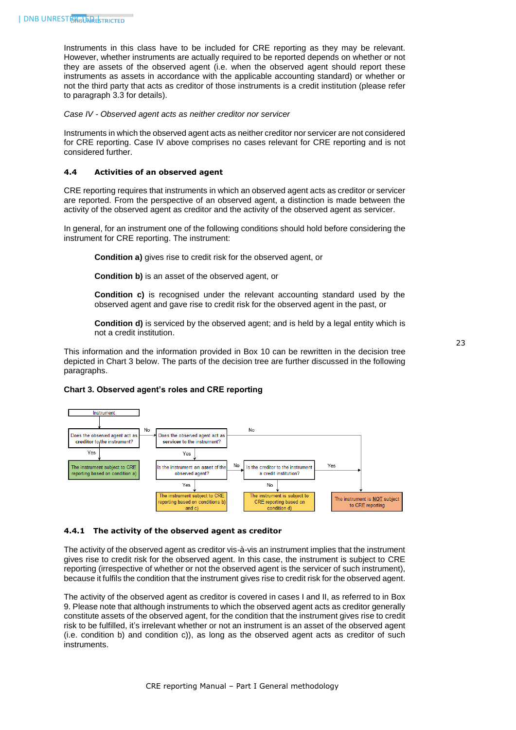Instruments in this class have to be included for CRE reporting as they may be relevant. However, whether instruments are actually required to be reported depends on whether or not they are assets of the observed agent (i.e. when the observed agent should report these instruments as assets in accordance with the applicable accounting standard) or whether or not the third party that acts as creditor of those instruments is a credit institution (please refer to paragraph 3.3 for details).

*Case IV - Observed agent acts as neither creditor nor servicer*

Instruments in which the observed agent acts as neither creditor nor servicer are not considered for CRE reporting. Case IV above comprises no cases relevant for CRE reporting and is not considered further.

### 4.4 Activities of an observed agent

CRE reporting requires that instruments in which an observed agent acts as creditor or servicer are reported. From the perspective of an observed agent, a distinction is made between the activity of the observed agent as creditor and the activity of the observed agent as servicer.

In general, for an instrument one of the following conditions should hold before considering the instrument for CRE reporting. The instrument:

**Condition a)** gives rise to credit risk for the observed agent, or

**Condition b)** is an asset of the observed agent, or

**Condition c)** is recognised under the relevant accounting standard used by the observed agent and gave rise to credit risk for the observed agent in the past, or

**Condition d)** is serviced by the observed agent; and is held by a legal entity which is not a credit institution.

This information and the information provided in Box 10 can be rewritten in the decision tree depicted in Chart 3 below. The parts of the decision tree are further discussed in the following paragraphs.

**Chart 3. Observed agent's roles and CRE reporting**

- Instrument
  - Does the observed agent act as creditor to the instrument?
    - Yes → The instrument subject to CRE reporting based on condition a)
    - No → Does the observed agent act as servicer to the instrument?
      - No → The instrument is NOT subject to CRE reporting
      - Yes → Is the instrument an asset of the observed agent?
        - Yes → The instrument subject to CRE reporting based on conditions b) and c)
        - No → Is the creditor to the instrument a credit institution?
          - Yes → The instrument is NOT subject to CRE reporting
          - No → The instrument is subject to CRE reporting based on condition d)

#### 4.4.1 The activity of the observed agent as creditor

The activity of the observed agent as creditor vis-à-vis an instrument implies that the instrument gives rise to credit risk for the observed agent. In this case, the instrument is subject to CRE reporting (irrespective of whether or not the observed agent is the servicer of such instrument), because it fulfils the condition that the instrument gives rise to credit risk for the observed agent.

The activity of the observed agent as creditor is covered in cases I and II, as referred to in Box 9. Please note that although instruments to which the observed agent acts as creditor generally constitute assets of the observed agent, for the condition that the instrument gives rise to credit risk to be fulfilled, it's irrelevant whether or not an instrument is an asset of the observed agent (i.e. condition b) and condition c)), as long as the observed agent acts as creditor of such instruments.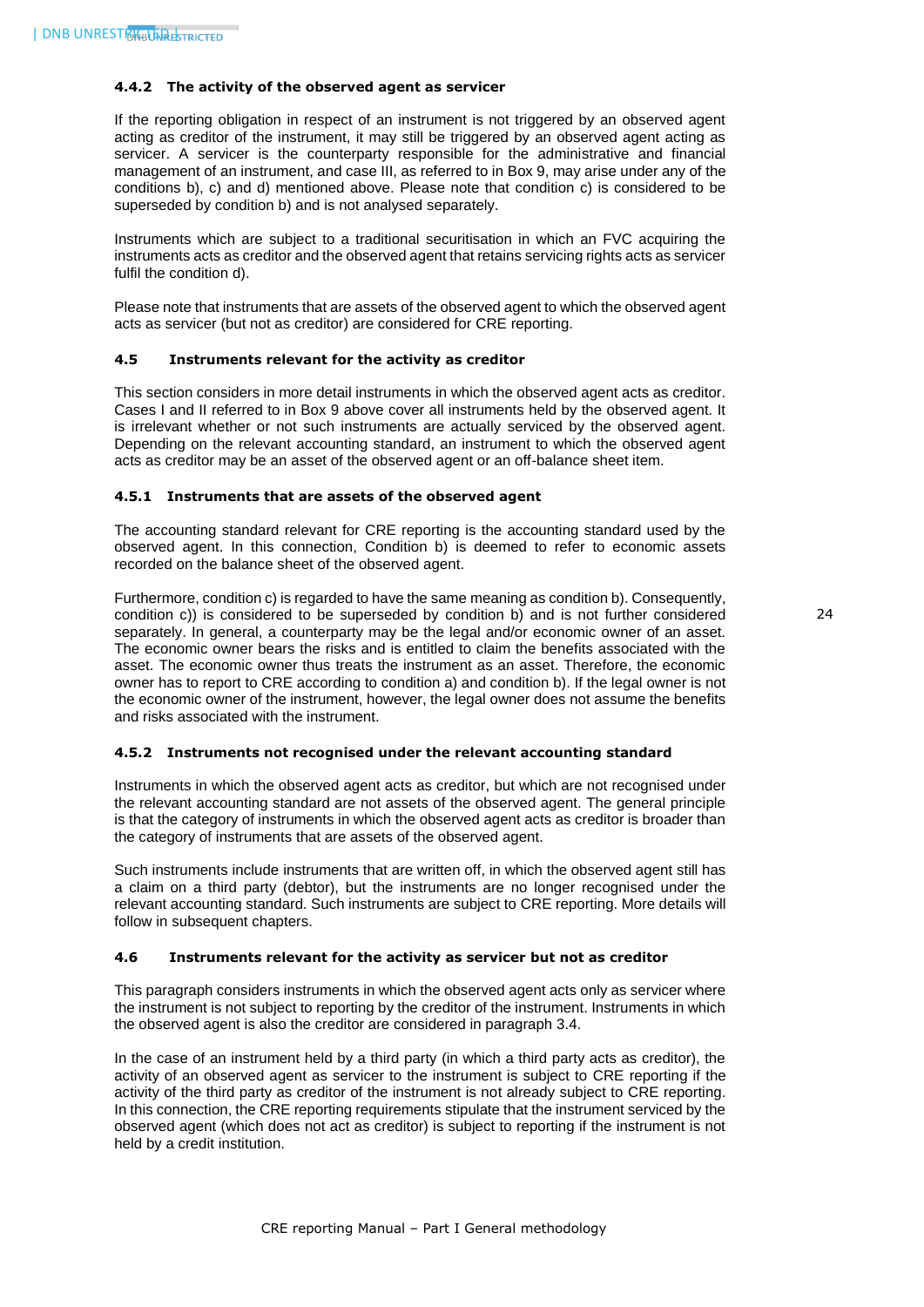#### 4.4.2 The activity of the observed agent as servicer

If the reporting obligation in respect of an instrument is not triggered by an observed agent acting as creditor of the instrument, it may still be triggered by an observed agent acting as servicer. A servicer is the counterparty responsible for the administrative and financial management of an instrument, and case III, as referred to in Box 9, may arise under any of the conditions b), c) and d) mentioned above. Please note that condition c) is considered to be superseded by condition b) and is not analysed separately.

Instruments which are subject to a traditional securitisation in which an FVC acquiring the instruments acts as creditor and the observed agent that retains servicing rights acts as servicer fulfil the condition d).

Please note that instruments that are assets of the observed agent to which the observed agent acts as servicer (but not as creditor) are considered for CRE reporting.

### 4.5 Instruments relevant for the activity as creditor

This section considers in more detail instruments in which the observed agent acts as creditor. Cases I and II referred to in Box 9 above cover all instruments held by the observed agent. It is irrelevant whether or not such instruments are actually serviced by the observed agent. Depending on the relevant accounting standard, an instrument to which the observed agent acts as creditor may be an asset of the observed agent or an off-balance sheet item.

#### 4.5.1 Instruments that are assets of the observed agent

The accounting standard relevant for CRE reporting is the accounting standard used by the observed agent. In this connection, Condition b) is deemed to refer to economic assets recorded on the balance sheet of the observed agent.

Furthermore, condition c) is regarded to have the same meaning as condition b). Consequently, condition c)) is considered to be superseded by condition b) and is not further considered separately. In general, a counterparty may be the legal and/or economic owner of an asset. The economic owner bears the risks and is entitled to claim the benefits associated with the asset. The economic owner thus treats the instrument as an asset. Therefore, the economic owner has to report to CRE according to condition a) and condition b). If the legal owner is not the economic owner of the instrument, however, the legal owner does not assume the benefits and risks associated with the instrument.

#### 4.5.2 Instruments not recognised under the relevant accounting standard

Instruments in which the observed agent acts as creditor, but which are not recognised under the relevant accounting standard are not assets of the observed agent. The general principle is that the category of instruments in which the observed agent acts as creditor is broader than the category of instruments that are assets of the observed agent.

Such instruments include instruments that are written off, in which the observed agent still has a claim on a third party (debtor), but the instruments are no longer recognised under the relevant accounting standard. Such instruments are subject to CRE reporting. More details will follow in subsequent chapters.

### 4.6 Instruments relevant for the activity as servicer but not as creditor

This paragraph considers instruments in which the observed agent acts only as servicer where the instrument is not subject to reporting by the creditor of the instrument. Instruments in which the observed agent is also the creditor are considered in paragraph 3.4.

In the case of an instrument held by a third party (in which a third party acts as creditor), the activity of an observed agent as servicer to the instrument is subject to CRE reporting if the activity of the third party as creditor of the instrument is not already subject to CRE reporting. In this connection, the CRE reporting requirements stipulate that the instrument serviced by the observed agent (which does not act as creditor) is subject to reporting if the instrument is not held by a credit institution.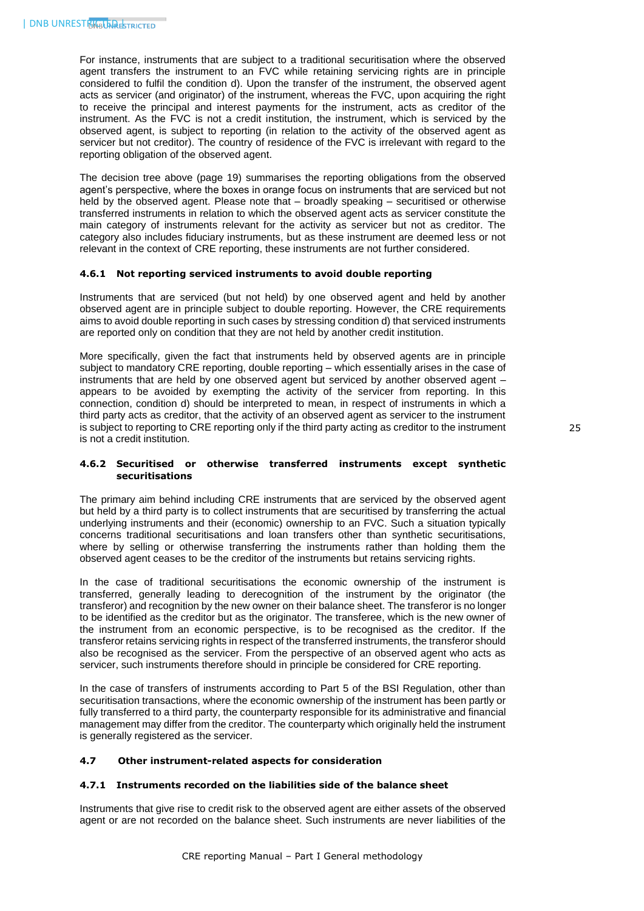For instance, instruments that are subject to a traditional securitisation where the observed agent transfers the instrument to an FVC while retaining servicing rights are in principle considered to fulfil the condition d). Upon the transfer of the instrument, the observed agent acts as servicer (and originator) of the instrument, whereas the FVC, upon acquiring the right to receive the principal and interest payments for the instrument, acts as creditor of the instrument. As the FVC is not a credit institution, the instrument, which is serviced by the observed agent, is subject to reporting (in relation to the activity of the observed agent as servicer but not creditor). The country of residence of the FVC is irrelevant with regard to the reporting obligation of the observed agent.

The decision tree above (page 19) summarises the reporting obligations from the observed agent's perspective, where the boxes in orange focus on instruments that are serviced but not held by the observed agent. Please note that – broadly speaking – securitised or otherwise transferred instruments in relation to which the observed agent acts as servicer constitute the main category of instruments relevant for the activity as servicer but not as creditor. The category also includes fiduciary instruments, but as these instrument are deemed less or not relevant in the context of CRE reporting, these instruments are not further considered.

#### 4.6.1 Not reporting serviced instruments to avoid double reporting

Instruments that are serviced (but not held) by one observed agent and held by another observed agent are in principle subject to double reporting. However, the CRE requirements aims to avoid double reporting in such cases by stressing condition d) that serviced instruments are reported only on condition that they are not held by another credit institution.

More specifically, given the fact that instruments held by observed agents are in principle subject to mandatory CRE reporting, double reporting – which essentially arises in the case of instruments that are held by one observed agent but serviced by another observed agent – appears to be avoided by exempting the activity of the servicer from reporting. In this connection, condition d) should be interpreted to mean, in respect of instruments in which a third party acts as creditor, that the activity of an observed agent as servicer to the instrument is subject to reporting to CRE reporting only if the third party acting as creditor to the instrument is not a credit institution.

#### 4.6.2 Securitised or otherwise transferred instruments except synthetic securitisations

The primary aim behind including CRE instruments that are serviced by the observed agent but held by a third party is to collect instruments that are securitised by transferring the actual underlying instruments and their (economic) ownership to an FVC. Such a situation typically concerns traditional securitisations and loan transfers other than synthetic securitisations, where by selling or otherwise transferring the instruments rather than holding them the observed agent ceases to be the creditor of the instruments but retains servicing rights.

In the case of traditional securitisations the economic ownership of the instrument is transferred, generally leading to derecognition of the instrument by the originator (the transferor) and recognition by the new owner on their balance sheet. The transferor is no longer to be identified as the creditor but as the originator. The transferee, which is the new owner of the instrument from an economic perspective, is to be recognised as the creditor. If the transferor retains servicing rights in respect of the transferred instruments, the transferor should also be recognised as the servicer. From the perspective of an observed agent who acts as servicer, such instruments therefore should in principle be considered for CRE reporting.

In the case of transfers of instruments according to Part 5 of the BSI Regulation, other than securitisation transactions, where the economic ownership of the instrument has been partly or fully transferred to a third party, the counterparty responsible for its administrative and financial management may differ from the creditor. The counterparty which originally held the instrument is generally registered as the servicer.

### 4.7 Other instrument-related aspects for consideration

#### 4.7.1 Instruments recorded on the liabilities side of the balance sheet

Instruments that give rise to credit risk to the observed agent are either assets of the observed agent or are not recorded on the balance sheet. Such instruments are never liabilities of the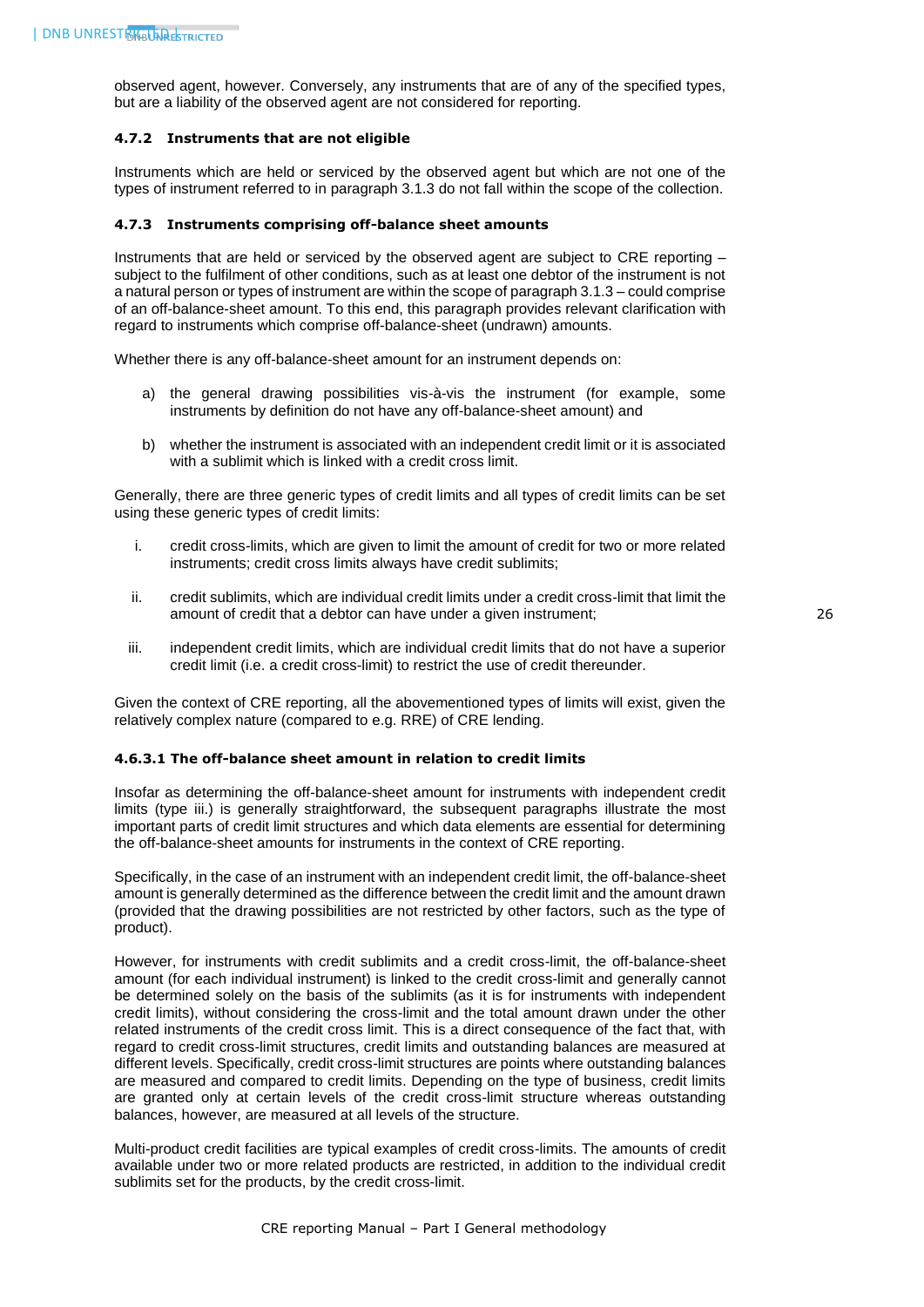observed agent, however. Conversely, any instruments that are of any of the specified types, but are a liability of the observed agent are not considered for reporting.

### 4.7.2 Instruments that are not eligible

Instruments which are held or serviced by the observed agent but which are not one of the types of instrument referred to in paragraph 3.1.3 do not fall within the scope of the collection.

### 4.7.3 Instruments comprising off-balance sheet amounts

Instruments that are held or serviced by the observed agent are subject to CRE reporting – subject to the fulfilment of other conditions, such as at least one debtor of the instrument is not a natural person or types of instrument are within the scope of paragraph 3.1.3 – could comprise of an off-balance-sheet amount. To this end, this paragraph provides relevant clarification with regard to instruments which comprise off-balance-sheet (undrawn) amounts.

Whether there is any off-balance-sheet amount for an instrument depends on:

a) the general drawing possibilities vis-à-vis the instrument (for example, some instruments by definition do not have any off-balance-sheet amount) and

b) whether the instrument is associated with an independent credit limit or it is associated with a sublimit which is linked with a credit cross limit.

Generally, there are three generic types of credit limits and all types of credit limits can be set using these generic types of credit limits:

i. credit cross-limits, which are given to limit the amount of credit for two or more related instruments; credit cross limits always have credit sublimits;

ii. credit sublimits, which are individual credit limits under a credit cross-limit that limit the amount of credit that a debtor can have under a given instrument;

iii. independent credit limits, which are individual credit limits that do not have a superior credit limit (i.e. a credit cross-limit) to restrict the use of credit thereunder.

Given the context of CRE reporting, all the abovementioned types of limits will exist, given the relatively complex nature (compared to e.g. RRE) of CRE lending.

#### 4.6.3.1 The off-balance sheet amount in relation to credit limits

Insofar as determining the off-balance-sheet amount for instruments with independent credit limits (type iii.) is generally straightforward, the subsequent paragraphs illustrate the most important parts of credit limit structures and which data elements are essential for determining the off-balance-sheet amounts for instruments in the context of CRE reporting.

Specifically, in the case of an instrument with an independent credit limit, the off-balance-sheet amount is generally determined as the difference between the credit limit and the amount drawn (provided that the drawing possibilities are not restricted by other factors, such as the type of product).

However, for instruments with credit sublimits and a credit cross-limit, the off-balance-sheet amount (for each individual instrument) is linked to the credit cross-limit and generally cannot be determined solely on the basis of the sublimits (as it is for instruments with independent credit limits), without considering the cross-limit and the total amount drawn under the other related instruments of the credit cross limit. This is a direct consequence of the fact that, with regard to credit cross-limit structures, credit limits and outstanding balances are measured at different levels. Specifically, credit cross-limit structures are points where outstanding balances are measured and compared to credit limits. Depending on the type of business, credit limits are granted only at certain levels of the credit cross-limit structure whereas outstanding balances, however, are measured at all levels of the structure.

Multi-product credit facilities are typical examples of credit cross-limits. The amounts of credit available under two or more related products are restricted, in addition to the individual credit sublimits set for the products, by the credit cross-limit.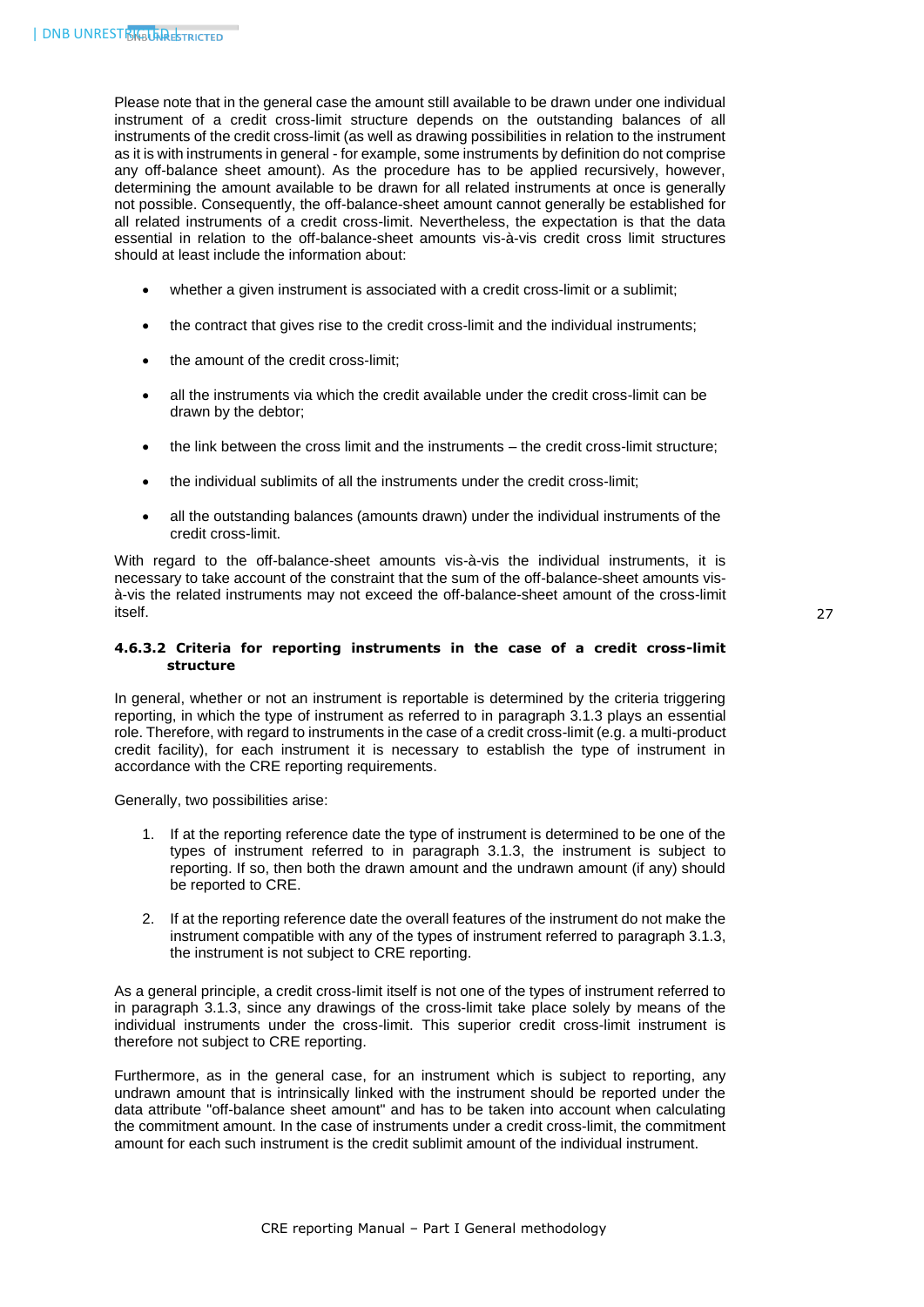Please note that in the general case the amount still available to be drawn under one individual instrument of a credit cross-limit structure depends on the outstanding balances of all instruments of the credit cross-limit (as well as drawing possibilities in relation to the instrument as it is with instruments in general - for example, some instruments by definition do not comprise any off-balance sheet amount). As the procedure has to be applied recursively, however, determining the amount available to be drawn for all related instruments at once is generally not possible. Consequently, the off-balance-sheet amount cannot generally be established for all related instruments of a credit cross-limit. Nevertheless, the expectation is that the data essential in relation to the off-balance-sheet amounts vis-à-vis credit cross limit structures should at least include the information about:

- whether a given instrument is associated with a credit cross-limit or a sublimit;
- the contract that gives rise to the credit cross-limit and the individual instruments;
- the amount of the credit cross-limit;
- all the instruments via which the credit available under the credit cross-limit can be drawn by the debtor;
- the link between the cross limit and the instruments – the credit cross-limit structure;
- the individual sublimits of all the instruments under the credit cross-limit;
- all the outstanding balances (amounts drawn) under the individual instruments of the credit cross-limit.

With regard to the off-balance-sheet amounts vis-à-vis the individual instruments, it is necessary to take account of the constraint that the sum of the off-balance-sheet amounts vis-à-vis the related instruments may not exceed the off-balance-sheet amount of the cross-limit itself.

#### 4.6.3.2 Criteria for reporting instruments in the case of a credit cross-limit structure

In general, whether or not an instrument is reportable is determined by the criteria triggering reporting, in which the type of instrument as referred to in paragraph 3.1.3 plays an essential role. Therefore, with regard to instruments in the case of a credit cross-limit (e.g. a multi-product credit facility), for each instrument it is necessary to establish the type of instrument in accordance with the CRE reporting requirements.

Generally, two possibilities arise:

1. If at the reporting reference date the type of instrument is determined to be one of the types of instrument referred to in paragraph 3.1.3, the instrument is subject to reporting. If so, then both the drawn amount and the undrawn amount (if any) should be reported to CRE.
2. If at the reporting reference date the overall features of the instrument do not make the instrument compatible with any of the types of instrument referred to paragraph 3.1.3, the instrument is not subject to CRE reporting.

As a general principle, a credit cross-limit itself is not one of the types of instrument referred to in paragraph 3.1.3, since any drawings of the cross-limit take place solely by means of the individual instruments under the cross-limit. This superior credit cross-limit instrument is therefore not subject to CRE reporting.

Furthermore, as in the general case, for an instrument which is subject to reporting, any undrawn amount that is intrinsically linked with the instrument should be reported under the data attribute "off-balance sheet amount" and has to be taken into account when calculating the commitment amount. In the case of instruments under a credit cross-limit, the commitment amount for each such instrument is the credit sublimit amount of the individual instrument.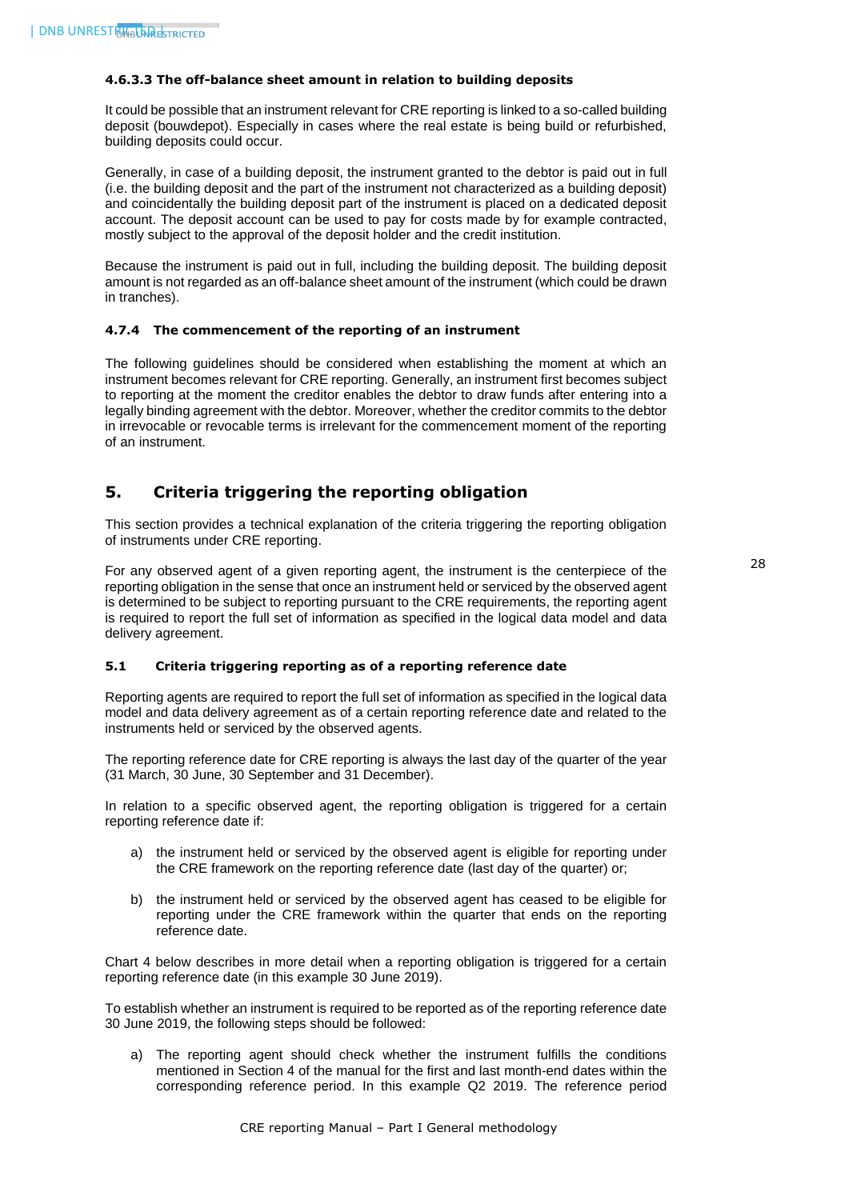#### 4.6.3.3 The off-balance sheet amount in relation to building deposits

It could be possible that an instrument relevant for CRE reporting is linked to a so-called building deposit (bouwdepot). Especially in cases where the real estate is being build or refurbished, building deposits could occur.

Generally, in case of a building deposit, the instrument granted to the debtor is paid out in full (i.e. the building deposit and the part of the instrument not characterized as a building deposit) and coincidentally the building deposit part of the instrument is placed on a dedicated deposit account. The deposit account can be used to pay for costs made by for example contracted, mostly subject to the approval of the deposit holder and the credit institution.

Because the instrument is paid out in full, including the building deposit. The building deposit amount is not regarded as an off-balance sheet amount of the instrument (which could be drawn in tranches).

### 4.7.4 The commencement of the reporting of an instrument

The following guidelines should be considered when establishing the moment at which an instrument becomes relevant for CRE reporting. Generally, an instrument first becomes subject to reporting at the moment the creditor enables the debtor to draw funds after entering into a legally binding agreement with the debtor. Moreover, whether the creditor commits to the debtor in irrevocable or revocable terms is irrelevant for the commencement moment of the reporting of an instrument.

## 5. Criteria triggering the reporting obligation

This section provides a technical explanation of the criteria triggering the reporting obligation of instruments under CRE reporting.

For any observed agent of a given reporting agent, the instrument is the centerpiece of the reporting obligation in the sense that once an instrument held or serviced by the observed agent is determined to be subject to reporting pursuant to the CRE requirements, the reporting agent is required to report the full set of information as specified in the logical data model and data delivery agreement.

### 5.1 Criteria triggering reporting as of a reporting reference date

Reporting agents are required to report the full set of information as specified in the logical data model and data delivery agreement as of a certain reporting reference date and related to the instruments held or serviced by the observed agents.

The reporting reference date for CRE reporting is always the last day of the quarter of the year (31 March, 30 June, 30 September and 31 December).

In relation to a specific observed agent, the reporting obligation is triggered for a certain reporting reference date if:

a) the instrument held or serviced by the observed agent is eligible for reporting under the CRE framework on the reporting reference date (last day of the quarter) or;

b) the instrument held or serviced by the observed agent has ceased to be eligible for reporting under the CRE framework within the quarter that ends on the reporting reference date.

Chart 4 below describes in more detail when a reporting obligation is triggered for a certain reporting reference date (in this example 30 June 2019).

To establish whether an instrument is required to be reported as of the reporting reference date 30 June 2019, the following steps should be followed:

a) The reporting agent should check whether the instrument fulfills the conditions mentioned in Section 4 of the manual for the first and last month-end dates within the corresponding reference period. In this example Q2 2019. The reference period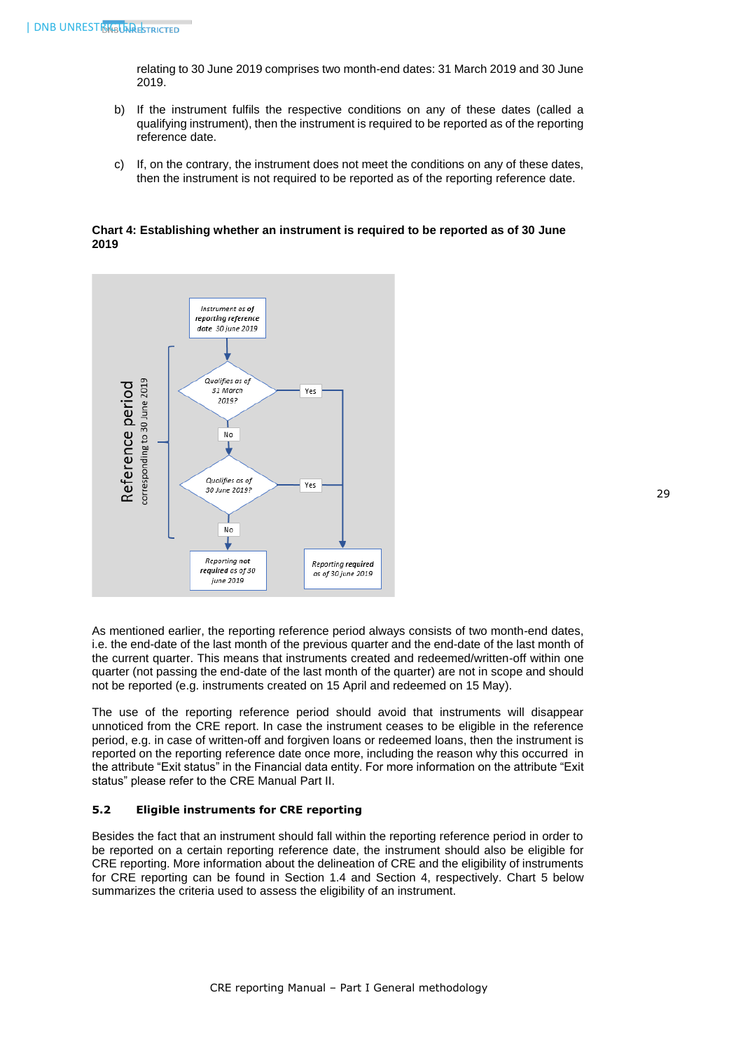relating to 30 June 2019 comprises two month-end dates: 31 March 2019 and 30 June 2019.

b) If the instrument fulfils the respective conditions on any of these dates (called a qualifying instrument), then the instrument is required to be reported as of the reporting reference date.

c) If, on the contrary, the instrument does not meet the conditions on any of these dates, then the instrument is not required to be reported as of the reporting reference date.

**Chart 4: Establishing whether an instrument is required to be reported as of 30 June 2019**

Reference period corresponding to 30 June 2019

Instrument as of reporting reference date 30 june 2019

Qualifies as of 31 March 2019? — Yes → Reporting required as of 30 june 2019; No →

Qualifies as of 30 June 2019? — Yes → Reporting required as of 30 june 2019; No → Reporting not required as of 30 june 2019

As mentioned earlier, the reporting reference period always consists of two month-end dates, i.e. the end-date of the last month of the previous quarter and the end-date of the last month of the current quarter. This means that instruments created and redeemed/written-off within one quarter (not passing the end-date of the last month of the quarter) are not in scope and should not be reported (e.g. instruments created on 15 April and redeemed on 15 May).

The use of the reporting reference period should avoid that instruments will disappear unnoticed from the CRE report. In case the instrument ceases to be eligible in the reference period, e.g. in case of written-off and forgiven loans or redeemed loans, then the instrument is reported on the reporting reference date once more, including the reason why this occurred in the attribute "Exit status" in the Financial data entity. For more information on the attribute "Exit status" please refer to the CRE Manual Part II.

### 5.2 Eligible instruments for CRE reporting

Besides the fact that an instrument should fall within the reporting reference period in order to be reported on a certain reporting reference date, the instrument should also be eligible for CRE reporting. More information about the delineation of CRE and the eligibility of instruments for CRE reporting can be found in Section 1.4 and Section 4, respectively. Chart 5 below summarizes the criteria used to assess the eligibility of an instrument.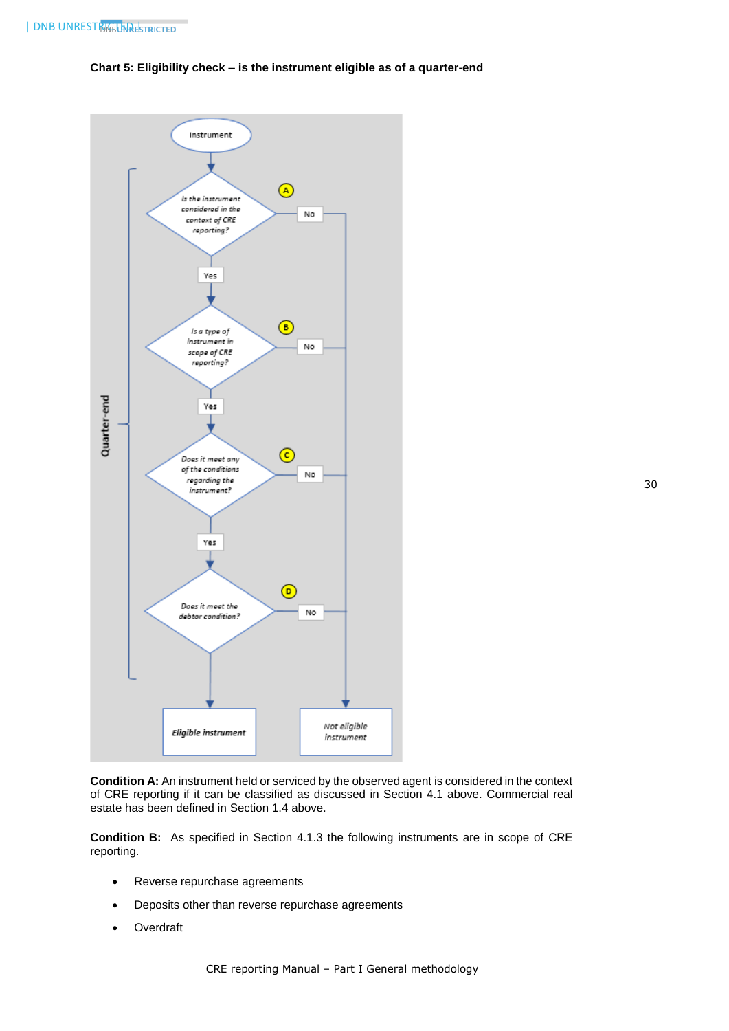**Chart 5: Eligibility check – is the instrument eligible as of a quarter-end**

**Condition A:** An instrument held or serviced by the observed agent is considered in the context of CRE reporting if it can be classified as discussed in Section 4.1 above. Commercial real estate has been defined in Section 1.4 above.

**Condition B:** As specified in Section 4.1.3 the following instruments are in scope of CRE reporting.

- Reverse repurchase agreements
- Deposits other than reverse repurchase agreements
- Overdraft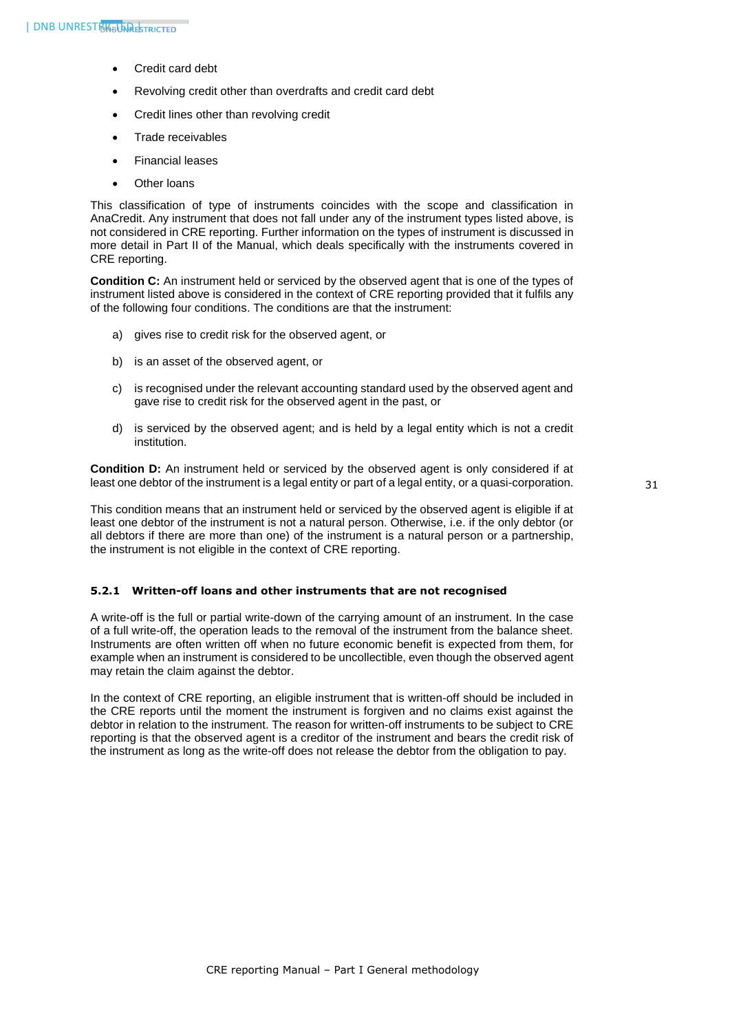- Credit card debt
- Revolving credit other than overdrafts and credit card debt
- Credit lines other than revolving credit
- Trade receivables
- Financial leases
- Other loans

This classification of type of instruments coincides with the scope and classification in AnaCredit. Any instrument that does not fall under any of the instrument types listed above, is not considered in CRE reporting. Further information on the types of instrument is discussed in more detail in Part II of the Manual, which deals specifically with the instruments covered in CRE reporting.

**Condition C:** An instrument held or serviced by the observed agent that is one of the types of instrument listed above is considered in the context of CRE reporting provided that it fulfils any of the following four conditions. The conditions are that the instrument:

a) gives rise to credit risk for the observed agent, or

b) is an asset of the observed agent, or

c) is recognised under the relevant accounting standard used by the observed agent and gave rise to credit risk for the observed agent in the past, or

d) is serviced by the observed agent; and is held by a legal entity which is not a credit institution.

**Condition D:** An instrument held or serviced by the observed agent is only considered if at least one debtor of the instrument is a legal entity or part of a legal entity, or a quasi-corporation.

This condition means that an instrument held or serviced by the observed agent is eligible if at least one debtor of the instrument is not a natural person. Otherwise, i.e. if the only debtor (or all debtors if there are more than one) of the instrument is a natural person or a partnership, the instrument is not eligible in the context of CRE reporting.

### 5.2.1 Written-off loans and other instruments that are not recognised

A write-off is the full or partial write-down of the carrying amount of an instrument. In the case of a full write-off, the operation leads to the removal of the instrument from the balance sheet. Instruments are often written off when no future economic benefit is expected from them, for example when an instrument is considered to be uncollectible, even though the observed agent may retain the claim against the debtor.

In the context of CRE reporting, an eligible instrument that is written-off should be included in the CRE reports until the moment the instrument is forgiven and no claims exist against the debtor in relation to the instrument. The reason for written-off instruments to be subject to CRE reporting is that the observed agent is a creditor of the instrument and bears the credit risk of the instrument as long as the write-off does not release the debtor from the obligation to pay.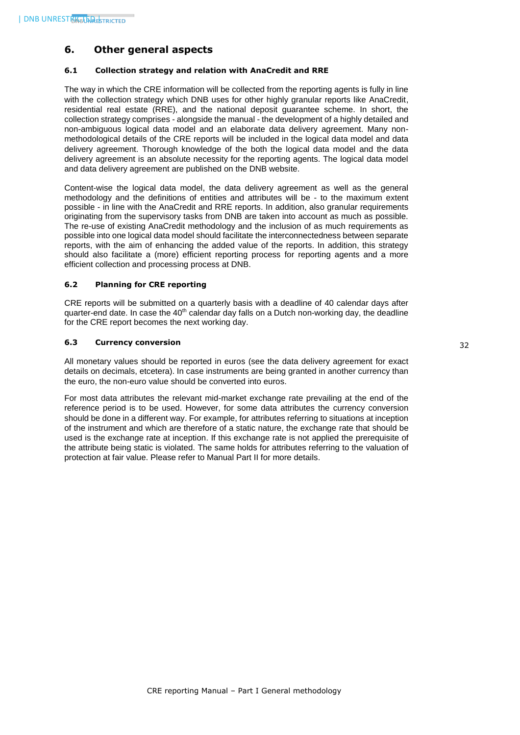# 6. Other general aspects

## 6.1 Collection strategy and relation with AnaCredit and RRE

The way in which the CRE information will be collected from the reporting agents is fully in line with the collection strategy which DNB uses for other highly granular reports like AnaCredit, residential real estate (RRE), and the national deposit guarantee scheme. In short, the collection strategy comprises - alongside the manual - the development of a highly detailed and non-ambiguous logical data model and an elaborate data delivery agreement. Many non-methodological details of the CRE reports will be included in the logical data model and data delivery agreement. Thorough knowledge of the both the logical data model and the data delivery agreement is an absolute necessity for the reporting agents. The logical data model and data delivery agreement are published on the DNB website.

Content-wise the logical data model, the data delivery agreement as well as the general methodology and the definitions of entities and attributes will be - to the maximum extent possible - in line with the AnaCredit and RRE reports. In addition, also granular requirements originating from the supervisory tasks from DNB are taken into account as much as possible. The re-use of existing AnaCredit methodology and the inclusion of as much requirements as possible into one logical data model should facilitate the interconnectedness between separate reports, with the aim of enhancing the added value of the reports. In addition, this strategy should also facilitate a (more) efficient reporting process for reporting agents and a more efficient collection and processing process at DNB.

## 6.2 Planning for CRE reporting

CRE reports will be submitted on a quarterly basis with a deadline of 40 calendar days after quarter-end date. In case the 40th calendar day falls on a Dutch non-working day, the deadline for the CRE report becomes the next working day.

## 6.3 Currency conversion

All monetary values should be reported in euros (see the data delivery agreement for exact details on decimals, etcetera). In case instruments are being granted in another currency than the euro, the non-euro value should be converted into euros.

For most data attributes the relevant mid-market exchange rate prevailing at the end of the reference period is to be used. However, for some data attributes the currency conversion should be done in a different way. For example, for attributes referring to situations at inception of the instrument and which are therefore of a static nature, the exchange rate that should be used is the exchange rate at inception. If this exchange rate is not applied the prerequisite of the attribute being static is violated. The same holds for attributes referring to the valuation of protection at fair value. Please refer to Manual Part II for more details.